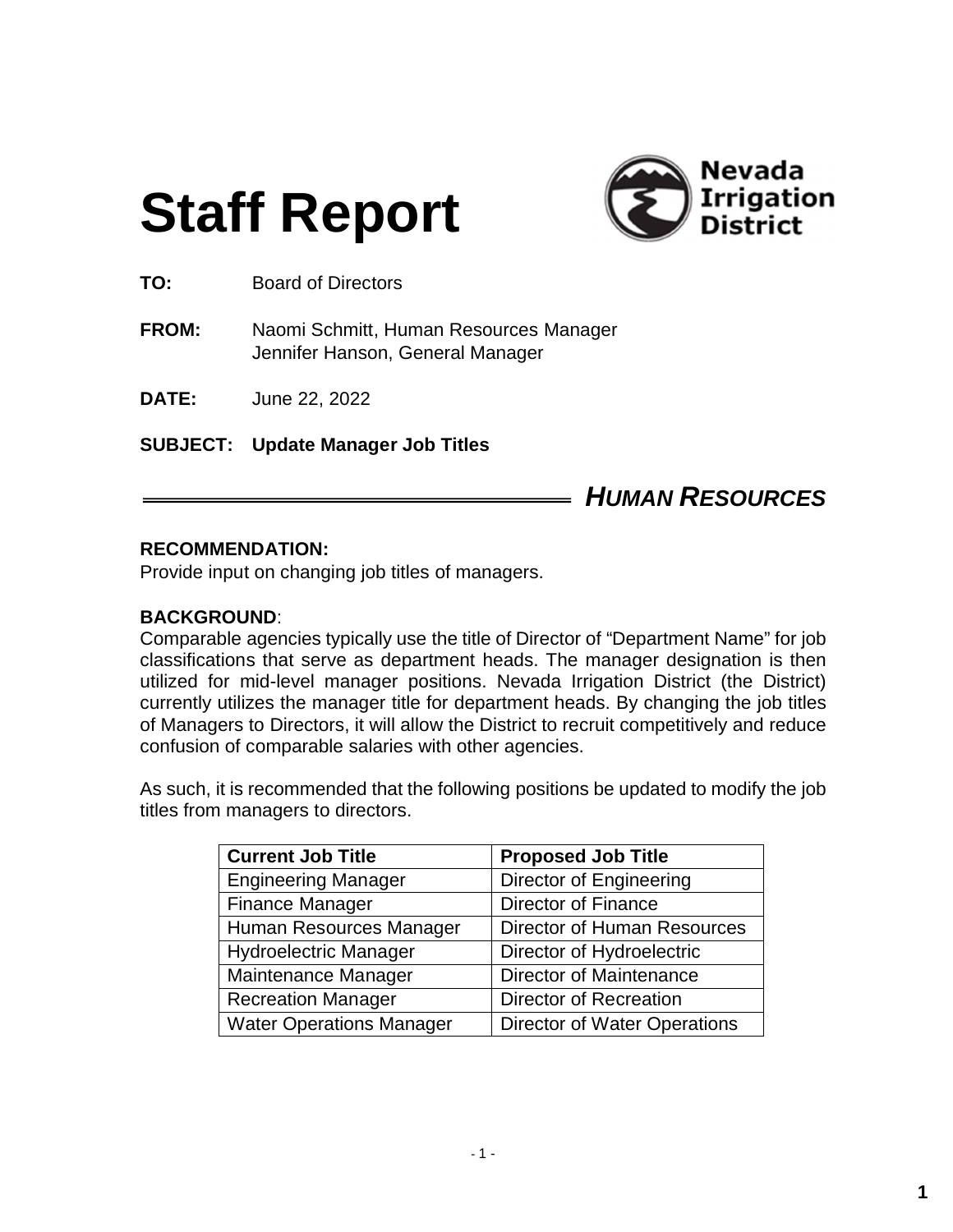# Staff Report

Nevada Irrigation District

**TO:** Board of Directors

**FROM:** Naomi Schmitt, Human Resources Manager
Jennifer Hanson, General Manager

**DATE:** June 22, 2022

**SUBJECT: Update Manager Job Titles**

***HUMAN RESOURCES***

**RECOMMENDATION:**
Provide input on changing job titles of managers.

**BACKGROUND**:
Comparable agencies typically use the title of Director of "Department Name" for job classifications that serve as department heads. The manager designation is then utilized for mid-level manager positions. Nevada Irrigation District (the District) currently utilizes the manager title for department heads. By changing the job titles of Managers to Directors, it will allow the District to recruit competitively and reduce confusion of comparable salaries with other agencies.

As such, it is recommended that the following positions be updated to modify the job titles from managers to directors.

| Current Job Title | Proposed Job Title |
|---|---|
| Engineering Manager | Director of Engineering |
| Finance Manager | Director of Finance |
| Human Resources Manager | Director of Human Resources |
| Hydroelectric Manager | Director of Hydroelectric |
| Maintenance Manager | Director of Maintenance |
| Recreation Manager | Director of Recreation |
| Water Operations Manager | Director of Water Operations |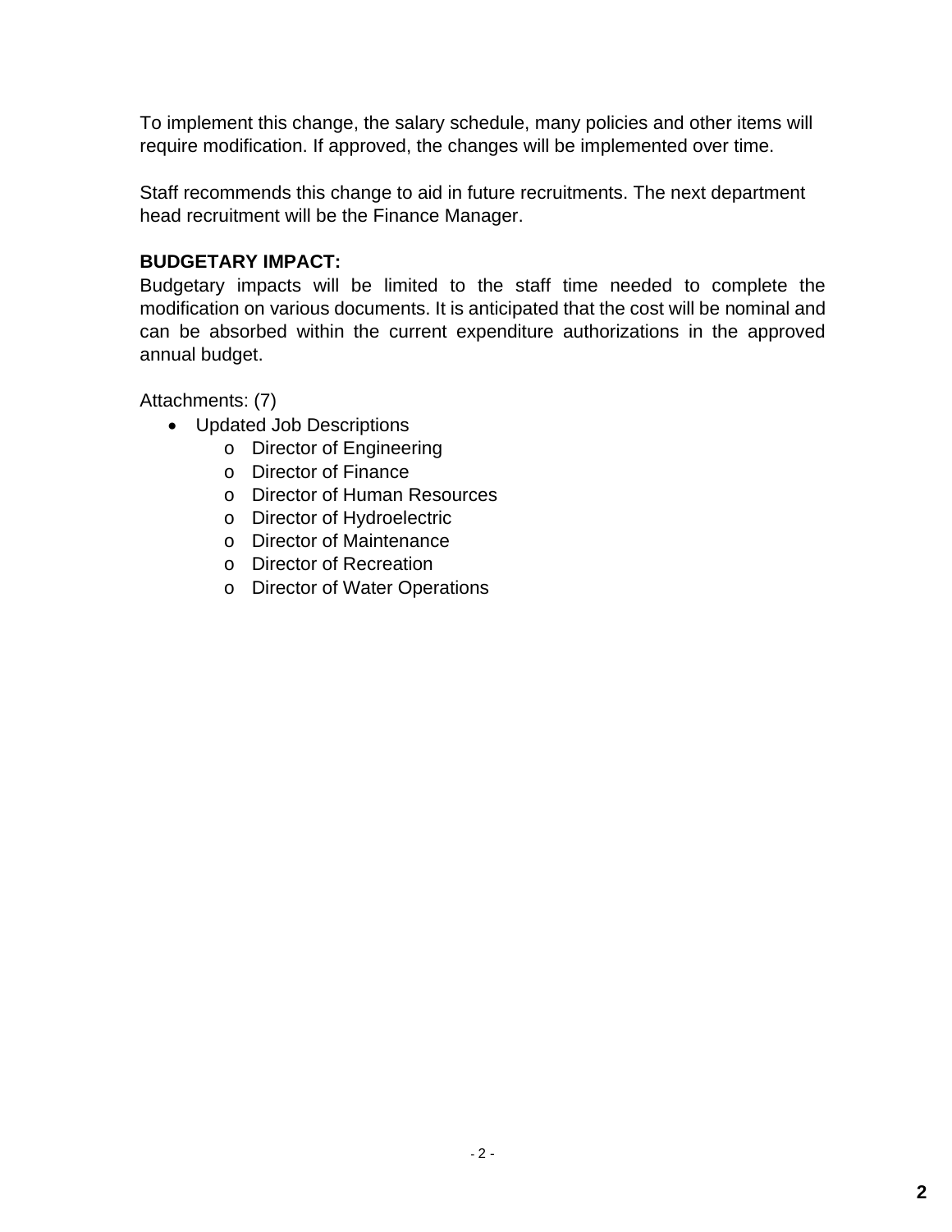To implement this change, the salary schedule, many policies and other items will require modification. If approved, the changes will be implemented over time.

Staff recommends this change to aid in future recruitments. The next department head recruitment will be the Finance Manager.

**BUDGETARY IMPACT:**

Budgetary impacts will be limited to the staff time needed to complete the modification on various documents. It is anticipated that the cost will be nominal and can be absorbed within the current expenditure authorizations in the approved annual budget.

Attachments: (7)

- Updated Job Descriptions
  - Director of Engineering
  - Director of Finance
  - Director of Human Resources
  - Director of Hydroelectric
  - Director of Maintenance
  - Director of Recreation
  - Director of Water Operations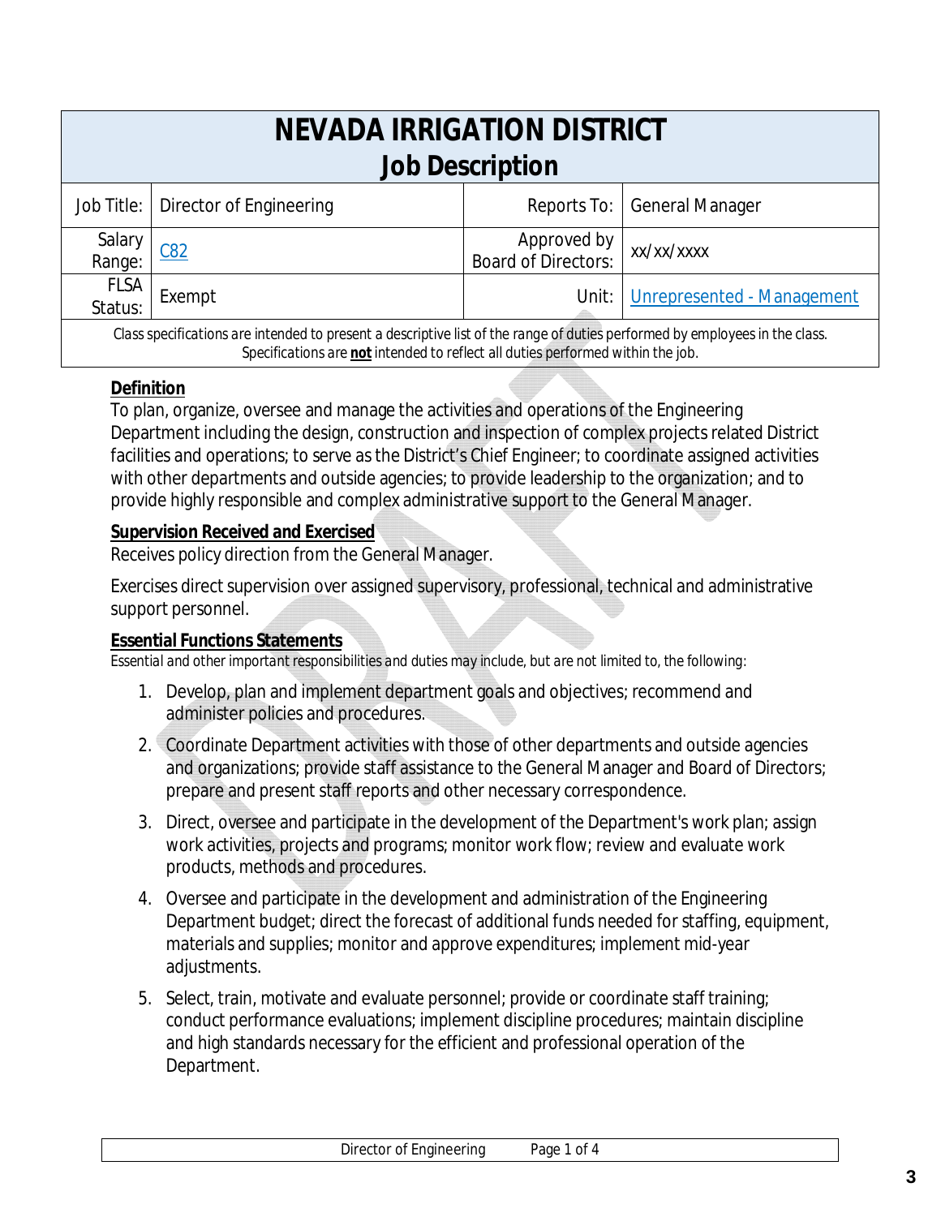# NEVADA IRRIGATION DISTRICT
## Job Description

| Job Title: | Director of Engineering | Reports To: | General Manager |
|---|---|---|---|
| Salary Range: | C82 | Approved by Board of Directors: | xx/xx/xxxx |
| FLSA Status: | Exempt | Unit: | Unrepresented - Management |

*Class specifications are intended to present a descriptive list of the range of duties performed by employees in the class. Specifications are **not** intended to reflect all duties performed within the job.*

### Definition

To plan, organize, oversee and manage the activities and operations of the Engineering Department including the design, construction and inspection of complex projects related District facilities and operations; to serve as the District's Chief Engineer; to coordinate assigned activities with other departments and outside agencies; to provide leadership to the organization; and to provide highly responsible and complex administrative support to the General Manager.

### Supervision Received and Exercised

Receives policy direction from the General Manager.

Exercises direct supervision over assigned supervisory, professional, technical and administrative support personnel.

### Essential Functions Statements

*Essential and other important responsibilities and duties may include, but are not limited to, the following:*

1. Develop, plan and implement department goals and objectives; recommend and administer policies and procedures.
2. Coordinate Department activities with those of other departments and outside agencies and organizations; provide staff assistance to the General Manager and Board of Directors; prepare and present staff reports and other necessary correspondence.
3. Direct, oversee and participate in the development of the Department's work plan; assign work activities, projects and programs; monitor work flow; review and evaluate work products, methods and procedures.
4. Oversee and participate in the development and administration of the Engineering Department budget; direct the forecast of additional funds needed for staffing, equipment, materials and supplies; monitor and approve expenditures; implement mid-year adjustments.
5. Select, train, motivate and evaluate personnel; provide or coordinate staff training; conduct performance evaluations; implement discipline procedures; maintain discipline and high standards necessary for the efficient and professional operation of the Department.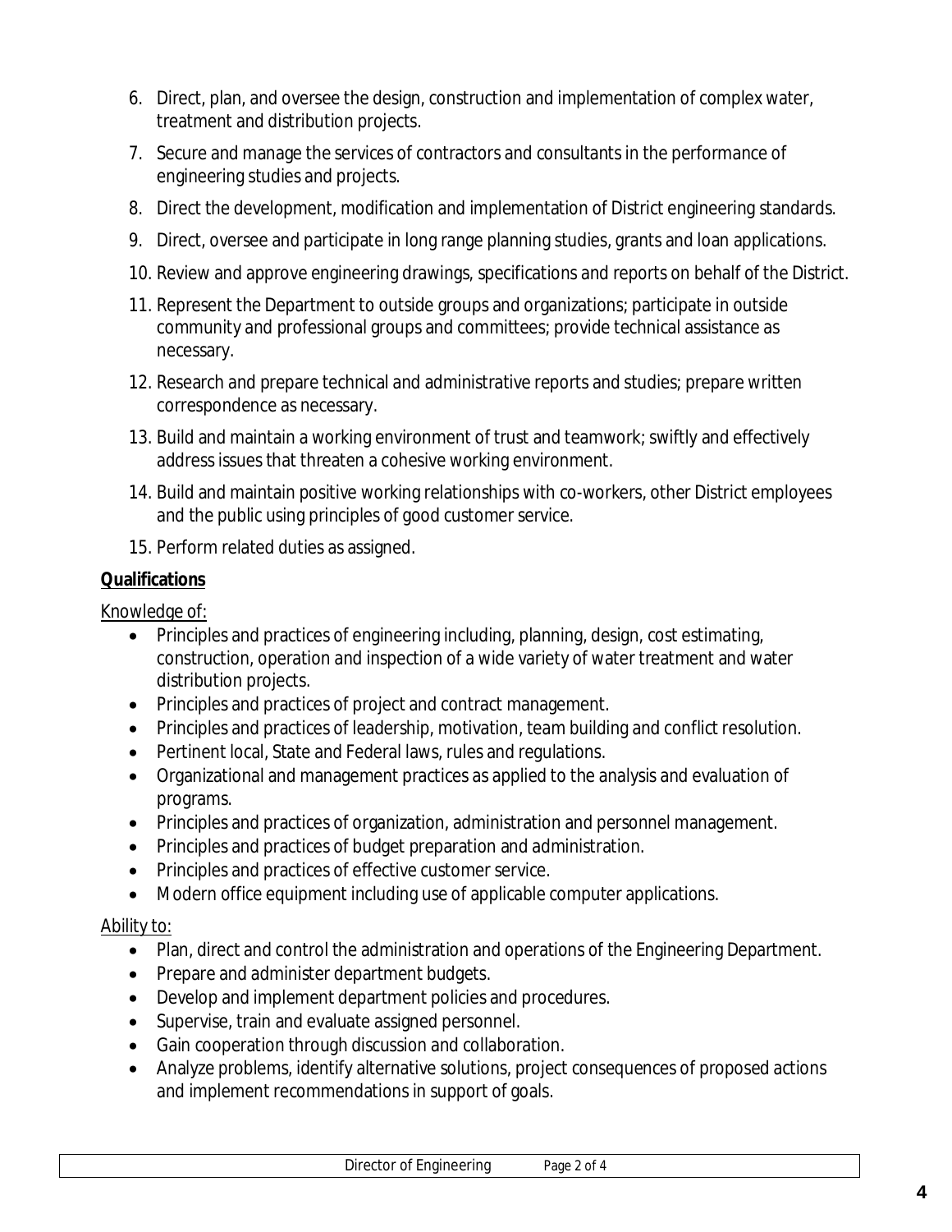6. Direct, plan, and oversee the design, construction and implementation of complex water, treatment and distribution projects.
7. Secure and manage the services of contractors and consultants in the performance of engineering studies and projects.
8. Direct the development, modification and implementation of District engineering standards.
9. Direct, oversee and participate in long range planning studies, grants and loan applications.
10. Review and approve engineering drawings, specifications and reports on behalf of the District.
11. Represent the Department to outside groups and organizations; participate in outside community and professional groups and committees; provide technical assistance as necessary.
12. Research and prepare technical and administrative reports and studies; prepare written correspondence as necessary.
13. Build and maintain a working environment of trust and teamwork; swiftly and effectively address issues that threaten a cohesive working environment.
14. Build and maintain positive working relationships with co-workers, other District employees and the public using principles of good customer service.
15. Perform related duties as assigned.

**Qualifications**

Knowledge of:

- Principles and practices of engineering including, planning, design, cost estimating, construction, operation and inspection of a wide variety of water treatment and water distribution projects.
- Principles and practices of project and contract management.
- Principles and practices of leadership, motivation, team building and conflict resolution.
- Pertinent local, State and Federal laws, rules and regulations.
- Organizational and management practices as applied to the analysis and evaluation of programs.
- Principles and practices of organization, administration and personnel management.
- Principles and practices of budget preparation and administration.
- Principles and practices of effective customer service.
- Modern office equipment including use of applicable computer applications.

Ability to:

- Plan, direct and control the administration and operations of the Engineering Department.
- Prepare and administer department budgets.
- Develop and implement department policies and procedures.
- Supervise, train and evaluate assigned personnel.
- Gain cooperation through discussion and collaboration.
- Analyze problems, identify alternative solutions, project consequences of proposed actions and implement recommendations in support of goals.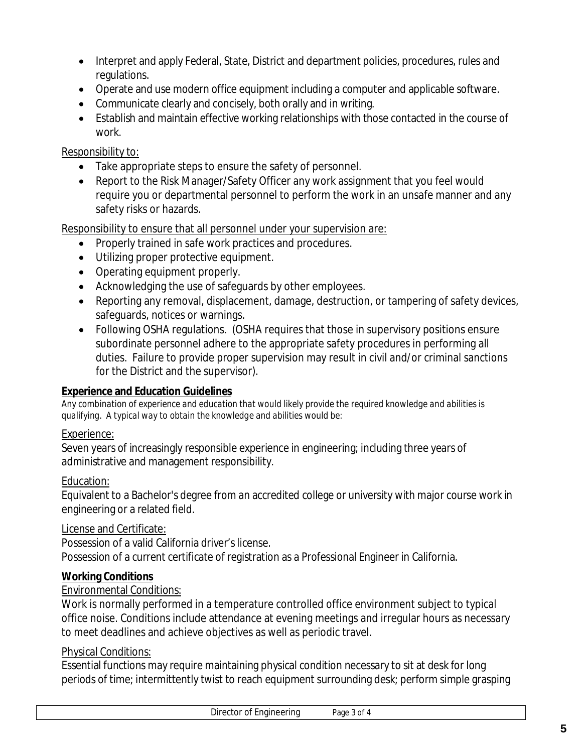- Interpret and apply Federal, State, District and department policies, procedures, rules and regulations.
- Operate and use modern office equipment including a computer and applicable software.
- Communicate clearly and concisely, both orally and in writing.
- Establish and maintain effective working relationships with those contacted in the course of work.

Responsibility to:

- Take appropriate steps to ensure the safety of personnel.
- Report to the Risk Manager/Safety Officer any work assignment that you feel would require you or departmental personnel to perform the work in an unsafe manner and any safety risks or hazards.

Responsibility to ensure that all personnel under your supervision are:

- Properly trained in safe work practices and procedures.
- Utilizing proper protective equipment.
- Operating equipment properly.
- Acknowledging the use of safeguards by other employees.
- Reporting any removal, displacement, damage, destruction, or tampering of safety devices, safeguards, notices or warnings.
- Following OSHA regulations. (OSHA requires that those in supervisory positions ensure subordinate personnel adhere to the appropriate safety procedures in performing all duties. Failure to provide proper supervision may result in civil and/or criminal sanctions for the District and the supervisor).

**Experience and Education Guidelines**

*Any combination of experience and education that would likely provide the required knowledge and abilities is qualifying. A typical way to obtain the knowledge and abilities would be:*

Experience:

Seven years of increasingly responsible experience in engineering; including three years of administrative and management responsibility.

Education:

Equivalent to a Bachelor's degree from an accredited college or university with major course work in engineering or a related field.

License and Certificate:

Possession of a valid California driver's license.
Possession of a current certificate of registration as a Professional Engineer in California.

**Working Conditions**

Environmental Conditions:

Work is normally performed in a temperature controlled office environment subject to typical office noise. Conditions include attendance at evening meetings and irregular hours as necessary to meet deadlines and achieve objectives as well as periodic travel.

Physical Conditions:

Essential functions may require maintaining physical condition necessary to sit at desk for long periods of time; intermittently twist to reach equipment surrounding desk; perform simple grasping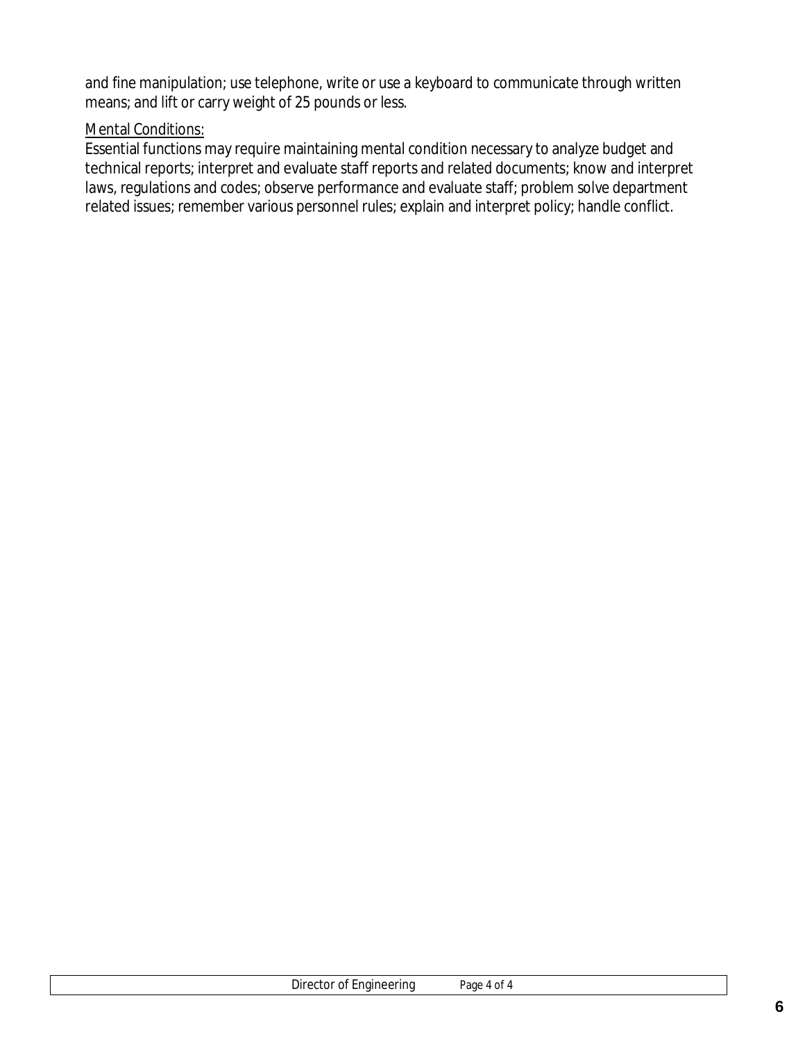and fine manipulation; use telephone, write or use a keyboard to communicate through written means; and lift or carry weight of 25 pounds or less.

<u>Mental Conditions:</u>
Essential functions may require maintaining mental condition necessary to analyze budget and technical reports; interpret and evaluate staff reports and related documents; know and interpret laws, regulations and codes; observe performance and evaluate staff; problem solve department related issues; remember various personnel rules; explain and interpret policy; handle conflict.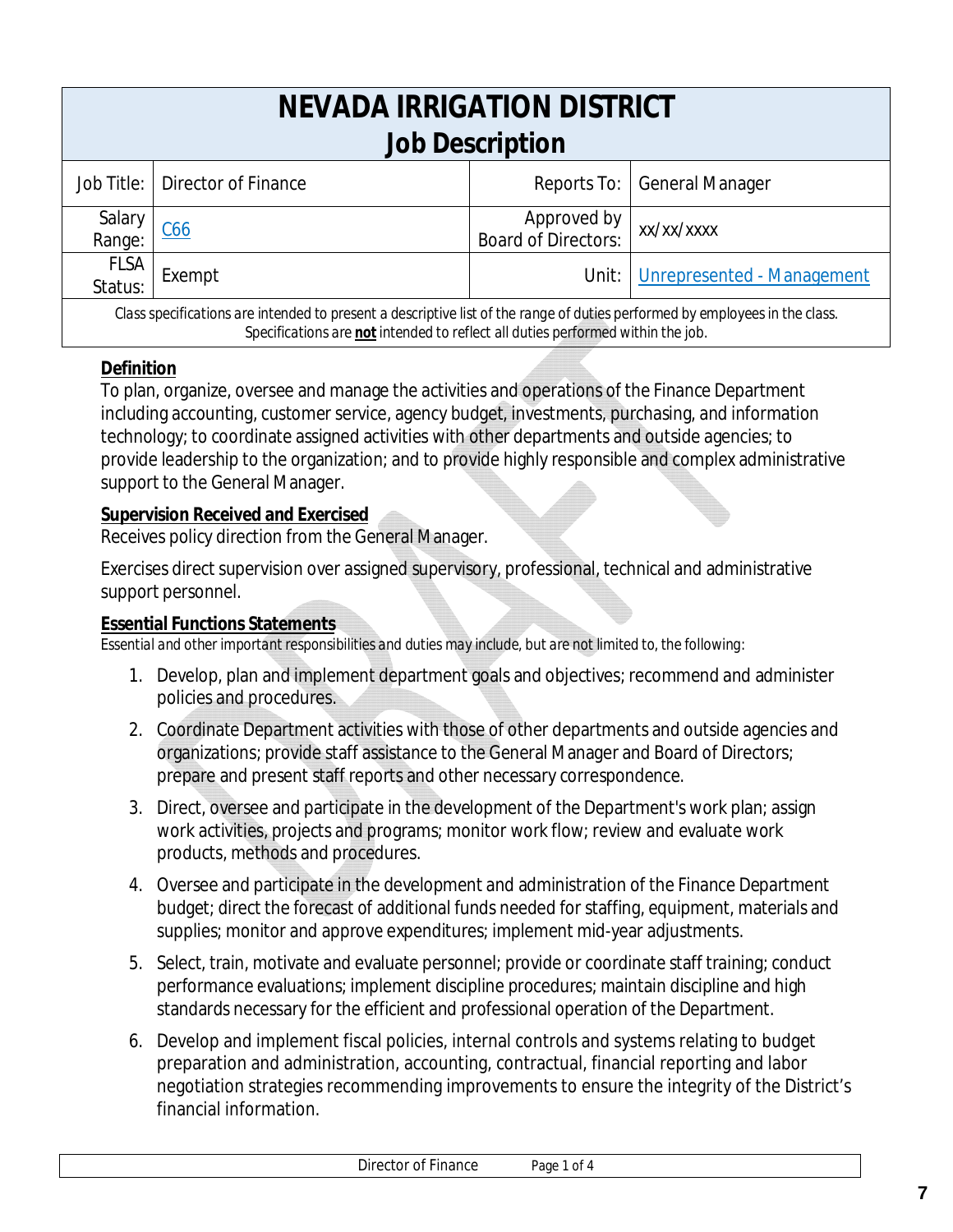# NEVADA IRRIGATION DISTRICT
## Job Description

| Job Title: | Director of Finance | Reports To: | General Manager |
|---|---|---|---|
| Salary Range: | C66 | Approved by Board of Directors: | xx/xx/xxxx |
| FLSA Status: | Exempt | Unit: | Unrepresented - Management |

*Class specifications are intended to present a descriptive list of the range of duties performed by employees in the class. Specifications are **not** intended to reflect all duties performed within the job.*

### Definition

To plan, organize, oversee and manage the activities and operations of the Finance Department including accounting, customer service, agency budget, investments, purchasing, and information technology; to coordinate assigned activities with other departments and outside agencies; to provide leadership to the organization; and to provide highly responsible and complex administrative support to the General Manager.

### Supervision Received and Exercised

Receives policy direction from the General Manager.

Exercises direct supervision over assigned supervisory, professional, technical and administrative support personnel.

### Essential Functions Statements

*Essential and other important responsibilities and duties may include, but are not limited to, the following:*

1. Develop, plan and implement department goals and objectives; recommend and administer policies and procedures.
2. Coordinate Department activities with those of other departments and outside agencies and organizations; provide staff assistance to the General Manager and Board of Directors; prepare and present staff reports and other necessary correspondence.
3. Direct, oversee and participate in the development of the Department's work plan; assign work activities, projects and programs; monitor work flow; review and evaluate work products, methods and procedures.
4. Oversee and participate in the development and administration of the Finance Department budget; direct the forecast of additional funds needed for staffing, equipment, materials and supplies; monitor and approve expenditures; implement mid-year adjustments.
5. Select, train, motivate and evaluate personnel; provide or coordinate staff training; conduct performance evaluations; implement discipline procedures; maintain discipline and high standards necessary for the efficient and professional operation of the Department.
6. Develop and implement fiscal policies, internal controls and systems relating to budget preparation and administration, accounting, contractual, financial reporting and labor negotiation strategies recommending improvements to ensure the integrity of the District's financial information.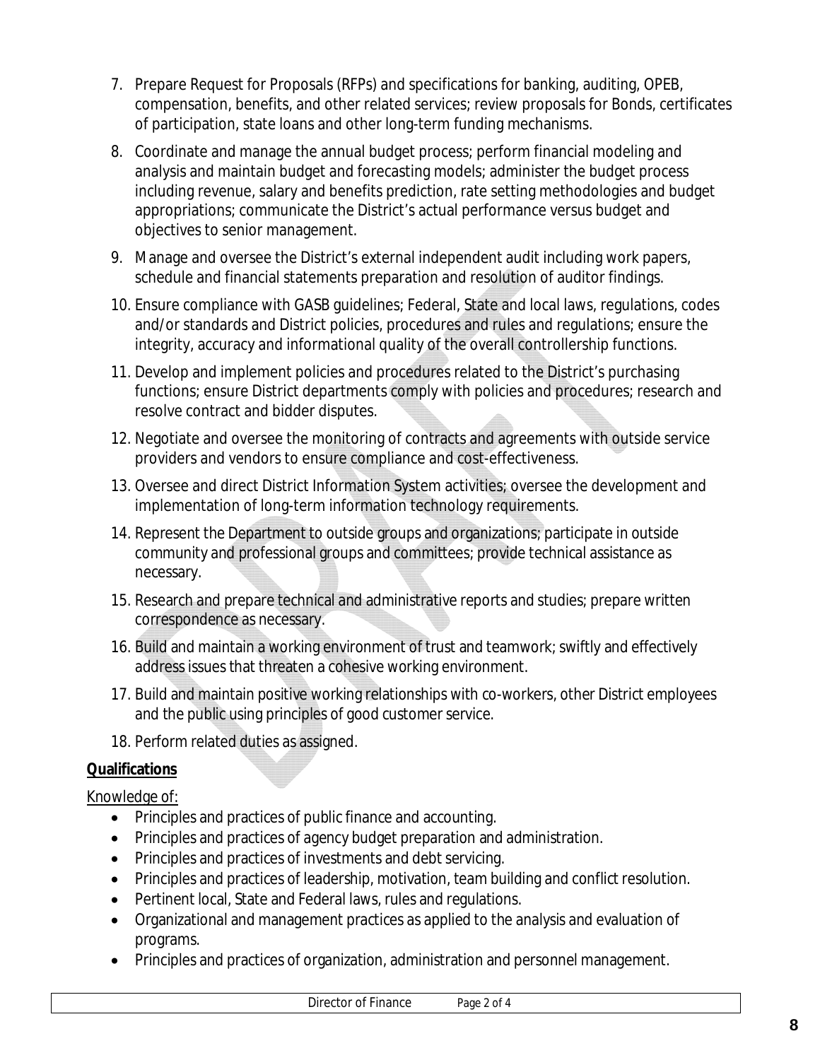7. Prepare Request for Proposals (RFPs) and specifications for banking, auditing, OPEB, compensation, benefits, and other related services; review proposals for Bonds, certificates of participation, state loans and other long-term funding mechanisms.
8. Coordinate and manage the annual budget process; perform financial modeling and analysis and maintain budget and forecasting models; administer the budget process including revenue, salary and benefits prediction, rate setting methodologies and budget appropriations; communicate the District's actual performance versus budget and objectives to senior management.
9. Manage and oversee the District's external independent audit including work papers, schedule and financial statements preparation and resolution of auditor findings.
10. Ensure compliance with GASB guidelines; Federal, State and local laws, regulations, codes and/or standards and District policies, procedures and rules and regulations; ensure the integrity, accuracy and informational quality of the overall controllership functions.
11. Develop and implement policies and procedures related to the District's purchasing functions; ensure District departments comply with policies and procedures; research and resolve contract and bidder disputes.
12. Negotiate and oversee the monitoring of contracts and agreements with outside service providers and vendors to ensure compliance and cost-effectiveness.
13. Oversee and direct District Information System activities; oversee the development and implementation of long-term information technology requirements.
14. Represent the Department to outside groups and organizations; participate in outside community and professional groups and committees; provide technical assistance as necessary.
15. Research and prepare technical and administrative reports and studies; prepare written correspondence as necessary.
16. Build and maintain a working environment of trust and teamwork; swiftly and effectively address issues that threaten a cohesive working environment.
17. Build and maintain positive working relationships with co-workers, other District employees and the public using principles of good customer service.
18. Perform related duties as assigned.

**Qualifications**

Knowledge of:

- Principles and practices of public finance and accounting.
- Principles and practices of agency budget preparation and administration.
- Principles and practices of investments and debt servicing.
- Principles and practices of leadership, motivation, team building and conflict resolution.
- Pertinent local, State and Federal laws, rules and regulations.
- Organizational and management practices as applied to the analysis and evaluation of programs.
- Principles and practices of organization, administration and personnel management.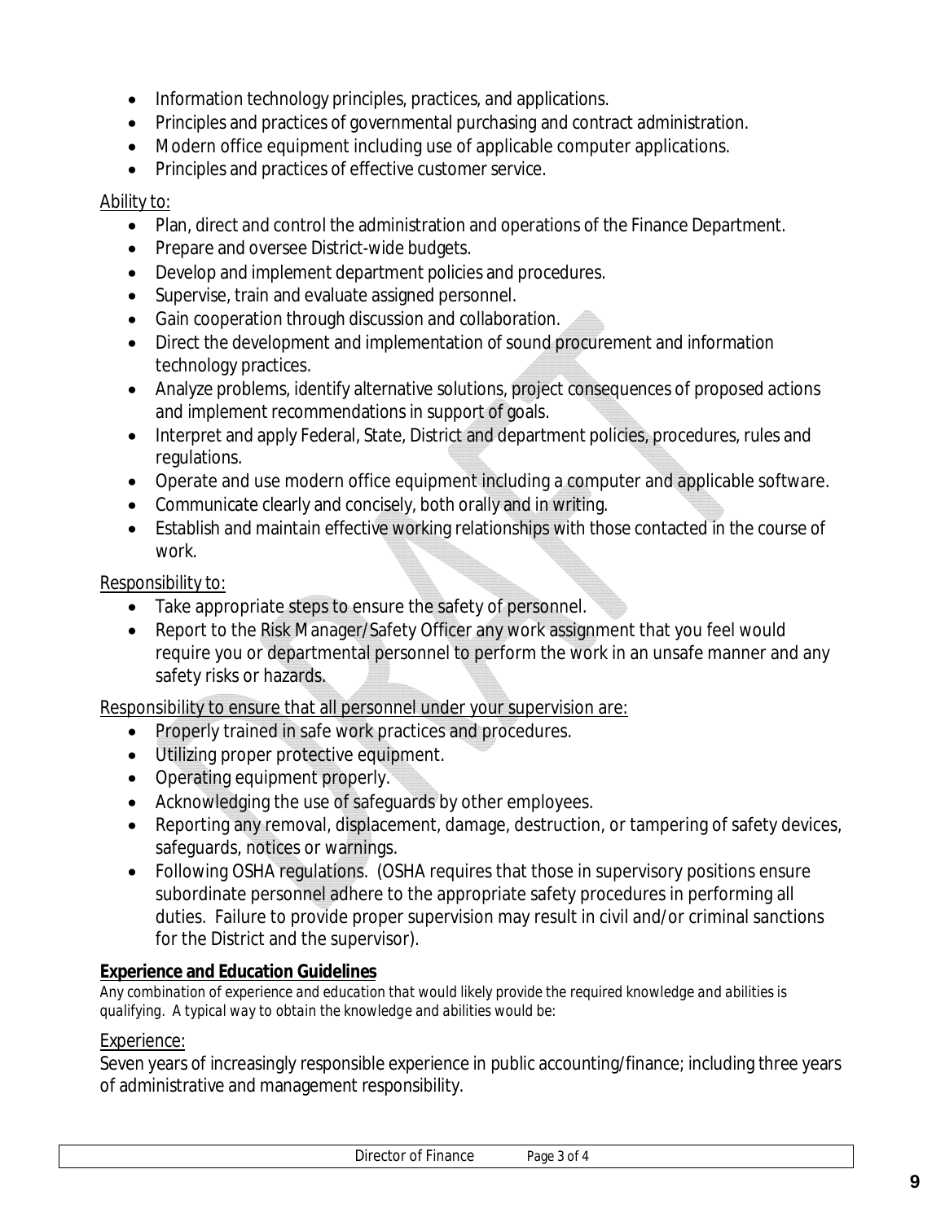- Information technology principles, practices, and applications.
- Principles and practices of governmental purchasing and contract administration.
- Modern office equipment including use of applicable computer applications.
- Principles and practices of effective customer service.

Ability to:

- Plan, direct and control the administration and operations of the Finance Department.
- Prepare and oversee District-wide budgets.
- Develop and implement department policies and procedures.
- Supervise, train and evaluate assigned personnel.
- Gain cooperation through discussion and collaboration.
- Direct the development and implementation of sound procurement and information technology practices.
- Analyze problems, identify alternative solutions, project consequences of proposed actions and implement recommendations in support of goals.
- Interpret and apply Federal, State, District and department policies, procedures, rules and regulations.
- Operate and use modern office equipment including a computer and applicable software.
- Communicate clearly and concisely, both orally and in writing.
- Establish and maintain effective working relationships with those contacted in the course of work.

Responsibility to:

- Take appropriate steps to ensure the safety of personnel.
- Report to the Risk Manager/Safety Officer any work assignment that you feel would require you or departmental personnel to perform the work in an unsafe manner and any safety risks or hazards.

Responsibility to ensure that all personnel under your supervision are:

- Properly trained in safe work practices and procedures.
- Utilizing proper protective equipment.
- Operating equipment properly.
- Acknowledging the use of safeguards by other employees.
- Reporting any removal, displacement, damage, destruction, or tampering of safety devices, safeguards, notices or warnings.
- Following OSHA regulations. (OSHA requires that those in supervisory positions ensure subordinate personnel adhere to the appropriate safety procedures in performing all duties. Failure to provide proper supervision may result in civil and/or criminal sanctions for the District and the supervisor).

**Experience and Education Guidelines**

*Any combination of experience and education that would likely provide the required knowledge and abilities is qualifying. A typical way to obtain the knowledge and abilities would be:*

Experience:

Seven years of increasingly responsible experience in public accounting/finance; including three years of administrative and management responsibility.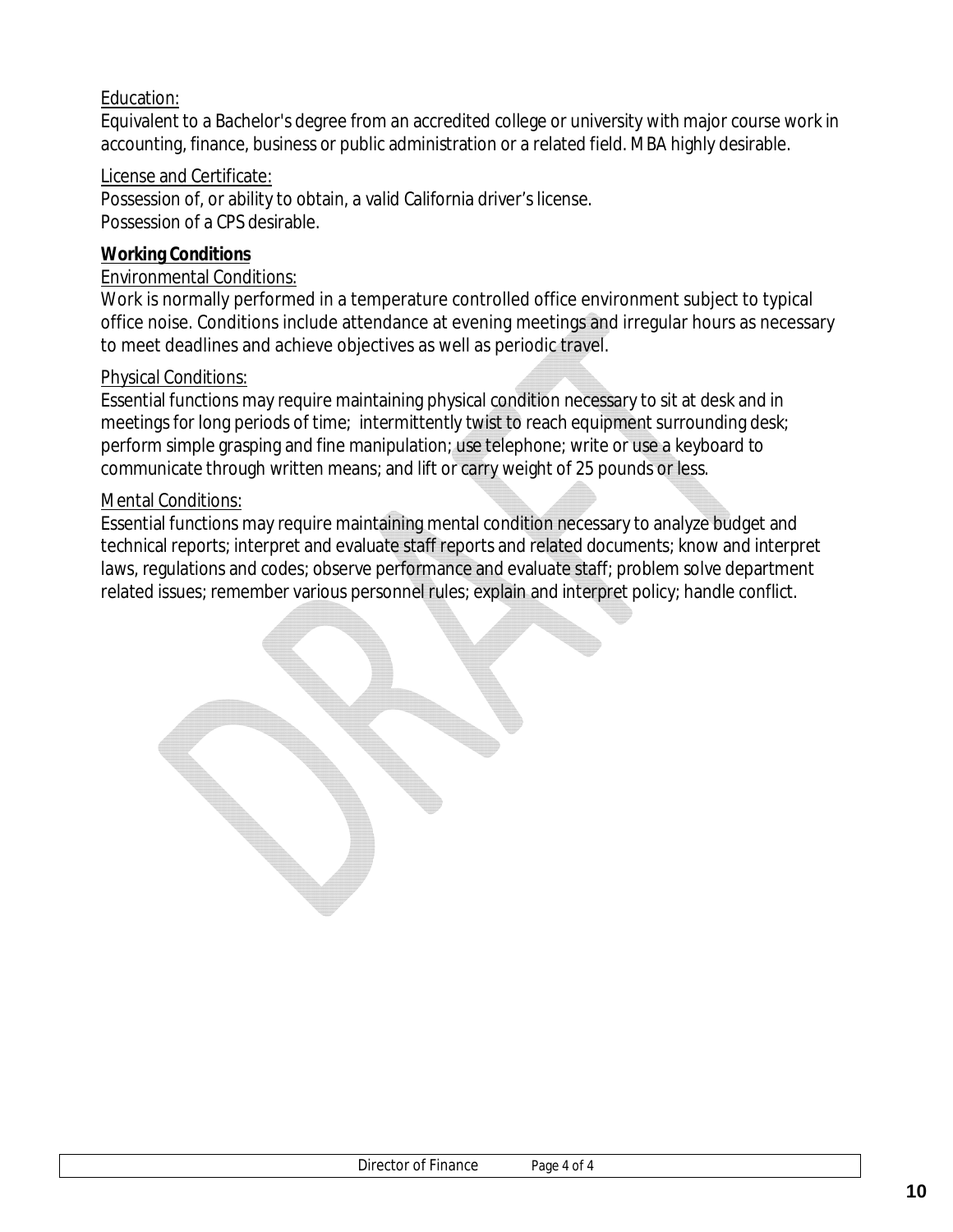Education:

Equivalent to a Bachelor's degree from an accredited college or university with major course work in accounting, finance, business or public administration or a related field. MBA highly desirable.

License and Certificate:

Possession of, or ability to obtain, a valid California driver's license.
Possession of a CPS desirable.

**Working Conditions**

Environmental Conditions:

Work is normally performed in a temperature controlled office environment subject to typical office noise. Conditions include attendance at evening meetings and irregular hours as necessary to meet deadlines and achieve objectives as well as periodic travel.

Physical Conditions:

Essential functions may require maintaining physical condition necessary to sit at desk and in meetings for long periods of time; intermittently twist to reach equipment surrounding desk; perform simple grasping and fine manipulation; use telephone; write or use a keyboard to communicate through written means; and lift or carry weight of 25 pounds or less.

Mental Conditions:

Essential functions may require maintaining mental condition necessary to analyze budget and technical reports; interpret and evaluate staff reports and related documents; know and interpret laws, regulations and codes; observe performance and evaluate staff; problem solve department related issues; remember various personnel rules; explain and interpret policy; handle conflict.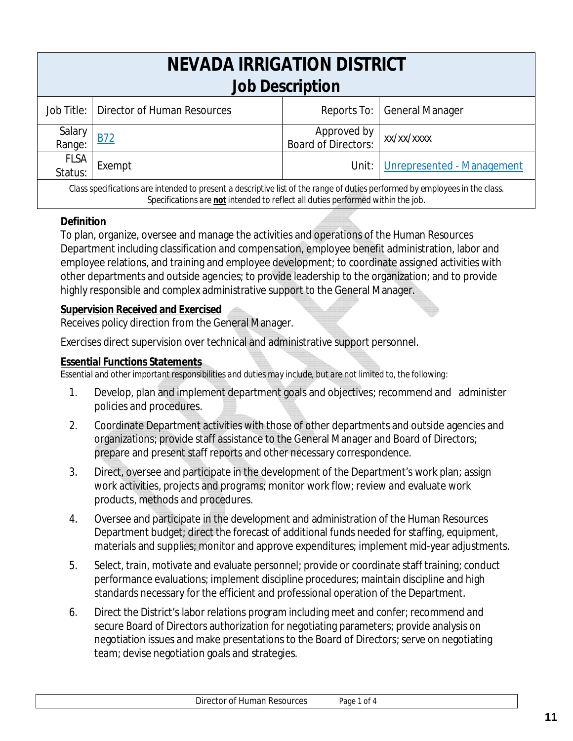# NEVADA IRRIGATION DISTRICT
## Job Description

| Job Title: | Director of Human Resources | Reports To: | General Manager |
|---|---|---|---|
| Salary Range: | B72 | Approved by Board of Directors: | xx/xx/xxxx |
| FLSA Status: | Exempt | Unit: | Unrepresented - Management |

*Class specifications are intended to present a descriptive list of the range of duties performed by employees in the class. Specifications are **not** intended to reflect all duties performed within the job.*

**Definition**

To plan, organize, oversee and manage the activities and operations of the Human Resources Department including classification and compensation, employee benefit administration, labor and employee relations, and training and employee development; to coordinate assigned activities with other departments and outside agencies; to provide leadership to the organization; and to provide highly responsible and complex administrative support to the General Manager.

**Supervision Received and Exercised**

Receives policy direction from the General Manager.

Exercises direct supervision over technical and administrative support personnel.

**Essential Functions Statements**

*Essential and other important responsibilities and duties may include, but are not limited to, the following:*

1. Develop, plan and implement department goals and objectives; recommend and administer policies and procedures.
2. Coordinate Department activities with those of other departments and outside agencies and organizations; provide staff assistance to the General Manager and Board of Directors; prepare and present staff reports and other necessary correspondence.
3. Direct, oversee and participate in the development of the Department's work plan; assign work activities, projects and programs; monitor work flow; review and evaluate work products, methods and procedures.
4. Oversee and participate in the development and administration of the Human Resources Department budget; direct the forecast of additional funds needed for staffing, equipment, materials and supplies; monitor and approve expenditures; implement mid-year adjustments.
5. Select, train, motivate and evaluate personnel; provide or coordinate staff training; conduct performance evaluations; implement discipline procedures; maintain discipline and high standards necessary for the efficient and professional operation of the Department.
6. Direct the District's labor relations program including meet and confer; recommend and secure Board of Directors authorization for negotiating parameters; provide analysis on negotiation issues and make presentations to the Board of Directors; serve on negotiating team; devise negotiation goals and strategies.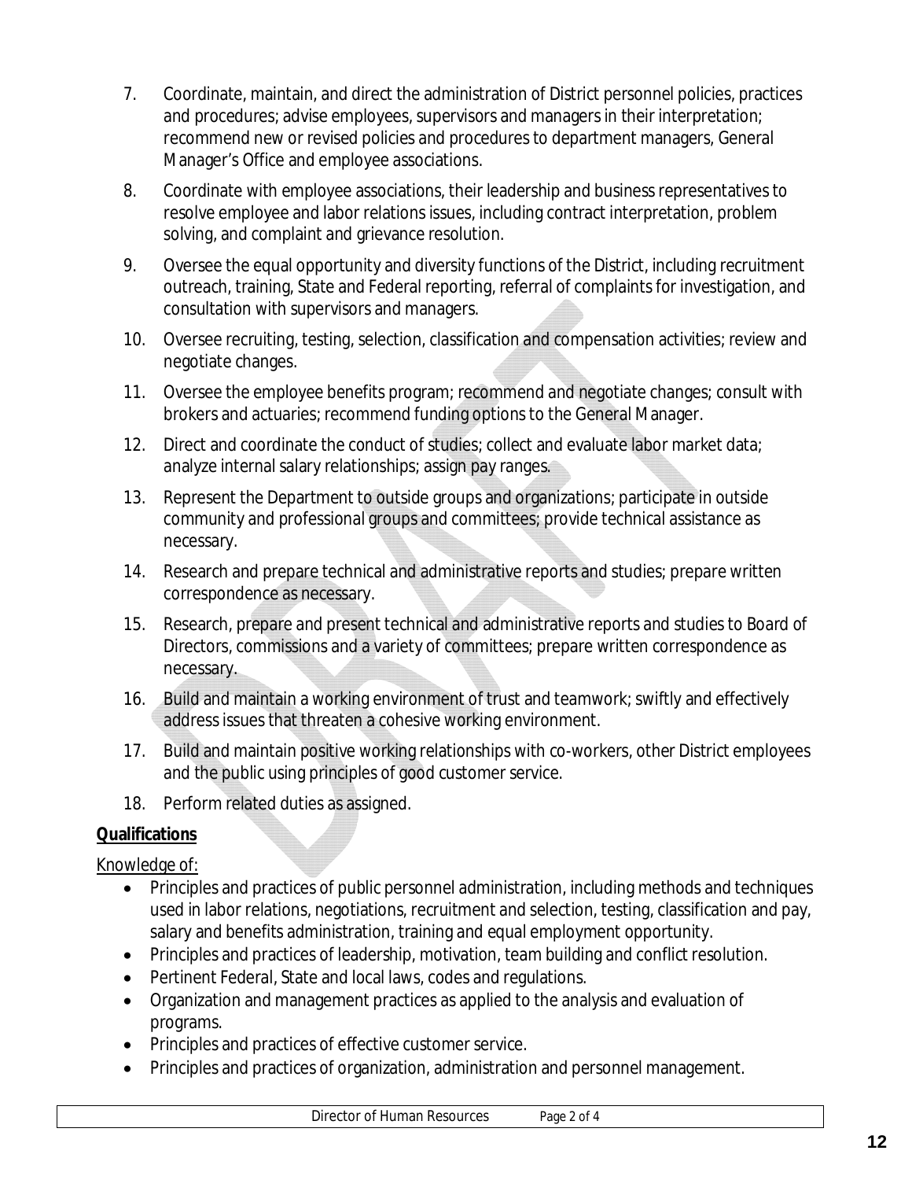7. Coordinate, maintain, and direct the administration of District personnel policies, practices and procedures; advise employees, supervisors and managers in their interpretation; recommend new or revised policies and procedures to department managers, General Manager's Office and employee associations.
8. Coordinate with employee associations, their leadership and business representatives to resolve employee and labor relations issues, including contract interpretation, problem solving, and complaint and grievance resolution.
9. Oversee the equal opportunity and diversity functions of the District, including recruitment outreach, training, State and Federal reporting, referral of complaints for investigation, and consultation with supervisors and managers.
10. Oversee recruiting, testing, selection, classification and compensation activities; review and negotiate changes.
11. Oversee the employee benefits program; recommend and negotiate changes; consult with brokers and actuaries; recommend funding options to the General Manager.
12. Direct and coordinate the conduct of studies; collect and evaluate labor market data; analyze internal salary relationships; assign pay ranges.
13. Represent the Department to outside groups and organizations; participate in outside community and professional groups and committees; provide technical assistance as necessary.
14. Research and prepare technical and administrative reports and studies; prepare written correspondence as necessary.
15. Research, prepare and present technical and administrative reports and studies to Board of Directors, commissions and a variety of committees; prepare written correspondence as necessary.
16. Build and maintain a working environment of trust and teamwork; swiftly and effectively address issues that threaten a cohesive working environment.
17. Build and maintain positive working relationships with co-workers, other District employees and the public using principles of good customer service.
18. Perform related duties as assigned.

**Qualifications**

Knowledge of:

- Principles and practices of public personnel administration, including methods and techniques used in labor relations, negotiations, recruitment and selection, testing, classification and pay, salary and benefits administration, training and equal employment opportunity.
- Principles and practices of leadership, motivation, team building and conflict resolution.
- Pertinent Federal, State and local laws, codes and regulations.
- Organization and management practices as applied to the analysis and evaluation of programs.
- Principles and practices of effective customer service.
- Principles and practices of organization, administration and personnel management.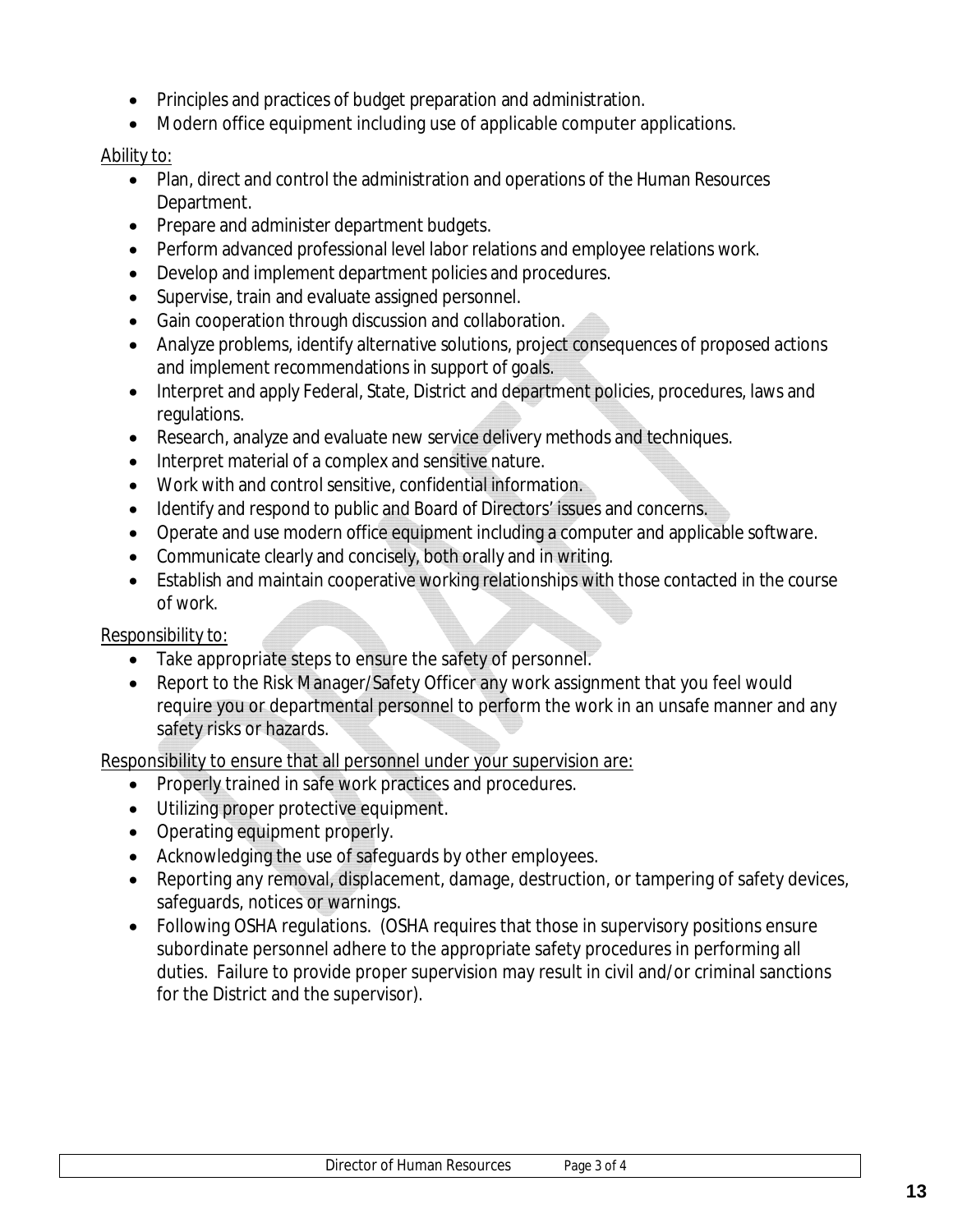- Principles and practices of budget preparation and administration.
- Modern office equipment including use of applicable computer applications.

Ability to:

- Plan, direct and control the administration and operations of the Human Resources Department.
- Prepare and administer department budgets.
- Perform advanced professional level labor relations and employee relations work.
- Develop and implement department policies and procedures.
- Supervise, train and evaluate assigned personnel.
- Gain cooperation through discussion and collaboration.
- Analyze problems, identify alternative solutions, project consequences of proposed actions and implement recommendations in support of goals.
- Interpret and apply Federal, State, District and department policies, procedures, laws and regulations.
- Research, analyze and evaluate new service delivery methods and techniques.
- Interpret material of a complex and sensitive nature.
- Work with and control sensitive, confidential information.
- Identify and respond to public and Board of Directors' issues and concerns.
- Operate and use modern office equipment including a computer and applicable software.
- Communicate clearly and concisely, both orally and in writing.
- Establish and maintain cooperative working relationships with those contacted in the course of work.

Responsibility to:

- Take appropriate steps to ensure the safety of personnel.
- Report to the Risk Manager/Safety Officer any work assignment that you feel would require you or departmental personnel to perform the work in an unsafe manner and any safety risks or hazards.

Responsibility to ensure that all personnel under your supervision are:

- Properly trained in safe work practices and procedures.
- Utilizing proper protective equipment.
- Operating equipment properly.
- Acknowledging the use of safeguards by other employees.
- Reporting any removal, displacement, damage, destruction, or tampering of safety devices, safeguards, notices or warnings.
- Following OSHA regulations. (OSHA requires that those in supervisory positions ensure subordinate personnel adhere to the appropriate safety procedures in performing all duties. Failure to provide proper supervision may result in civil and/or criminal sanctions for the District and the supervisor).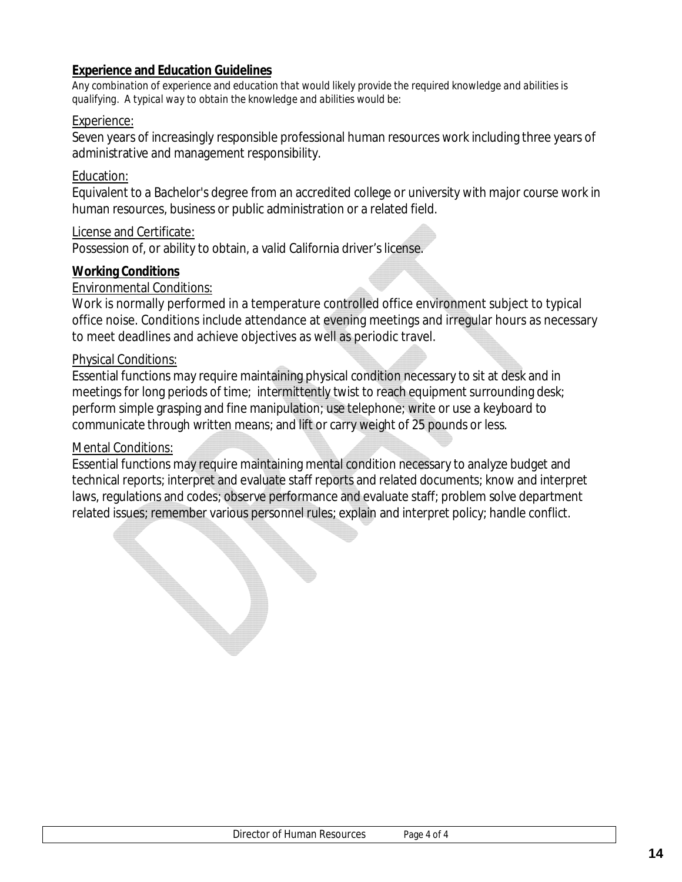**Experience and Education Guidelines**

*Any combination of experience and education that would likely provide the required knowledge and abilities is qualifying. A typical way to obtain the knowledge and abilities would be:*

Experience:

Seven years of increasingly responsible professional human resources work including three years of administrative and management responsibility.

Education:

Equivalent to a Bachelor's degree from an accredited college or university with major course work in human resources, business or public administration or a related field.

License and Certificate:

Possession of, or ability to obtain, a valid California driver's license.

**Working Conditions**

Environmental Conditions:

Work is normally performed in a temperature controlled office environment subject to typical office noise. Conditions include attendance at evening meetings and irregular hours as necessary to meet deadlines and achieve objectives as well as periodic travel.

Physical Conditions:

Essential functions may require maintaining physical condition necessary to sit at desk and in meetings for long periods of time; intermittently twist to reach equipment surrounding desk; perform simple grasping and fine manipulation; use telephone; write or use a keyboard to communicate through written means; and lift or carry weight of 25 pounds or less.

Mental Conditions:

Essential functions may require maintaining mental condition necessary to analyze budget and technical reports; interpret and evaluate staff reports and related documents; know and interpret laws, regulations and codes; observe performance and evaluate staff; problem solve department related issues; remember various personnel rules; explain and interpret policy; handle conflict.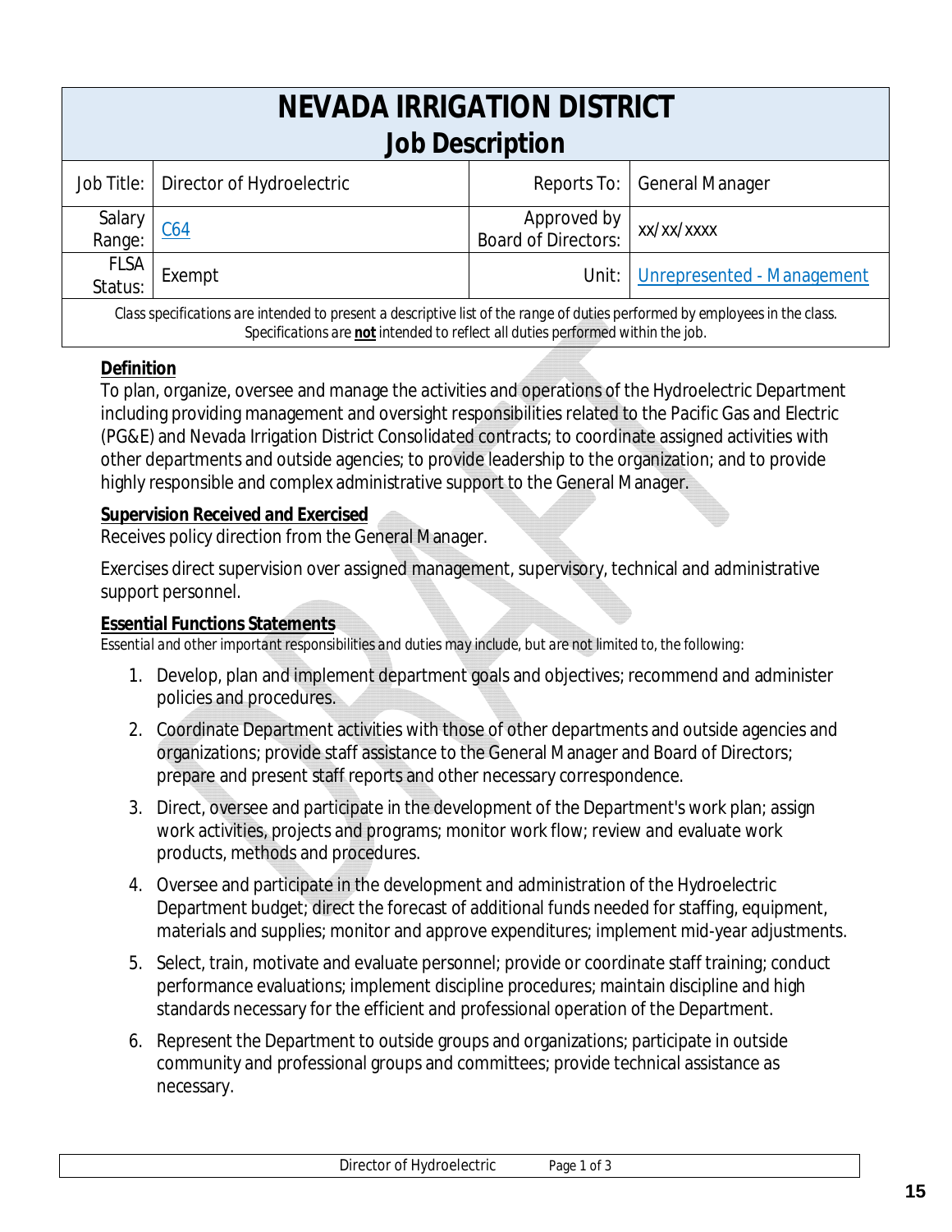# NEVADA IRRIGATION DISTRICT
## Job Description

| Job Title: | Director of Hydroelectric | Reports To: | General Manager |
|---|---|---|---|
| Salary Range: | C64 | Approved by Board of Directors: | xx/xx/xxxx |
| FLSA Status: | Exempt | Unit: | Unrepresented - Management |

*Class specifications are intended to present a descriptive list of the range of duties performed by employees in the class. Specifications are **not** intended to reflect all duties performed within the job.*

### Definition

To plan, organize, oversee and manage the activities and operations of the Hydroelectric Department including providing management and oversight responsibilities related to the Pacific Gas and Electric (PG&E) and Nevada Irrigation District Consolidated contracts; to coordinate assigned activities with other departments and outside agencies; to provide leadership to the organization; and to provide highly responsible and complex administrative support to the General Manager.

### Supervision Received and Exercised

Receives policy direction from the General Manager.

Exercises direct supervision over assigned management, supervisory, technical and administrative support personnel.

### Essential Functions Statements

*Essential and other important responsibilities and duties may include, but are not limited to, the following:*

1. Develop, plan and implement department goals and objectives; recommend and administer policies and procedures.
2. Coordinate Department activities with those of other departments and outside agencies and organizations; provide staff assistance to the General Manager and Board of Directors; prepare and present staff reports and other necessary correspondence.
3. Direct, oversee and participate in the development of the Department's work plan; assign work activities, projects and programs; monitor work flow; review and evaluate work products, methods and procedures.
4. Oversee and participate in the development and administration of the Hydroelectric Department budget; direct the forecast of additional funds needed for staffing, equipment, materials and supplies; monitor and approve expenditures; implement mid-year adjustments.
5. Select, train, motivate and evaluate personnel; provide or coordinate staff training; conduct performance evaluations; implement discipline procedures; maintain discipline and high standards necessary for the efficient and professional operation of the Department.
6. Represent the Department to outside groups and organizations; participate in outside community and professional groups and committees; provide technical assistance as necessary.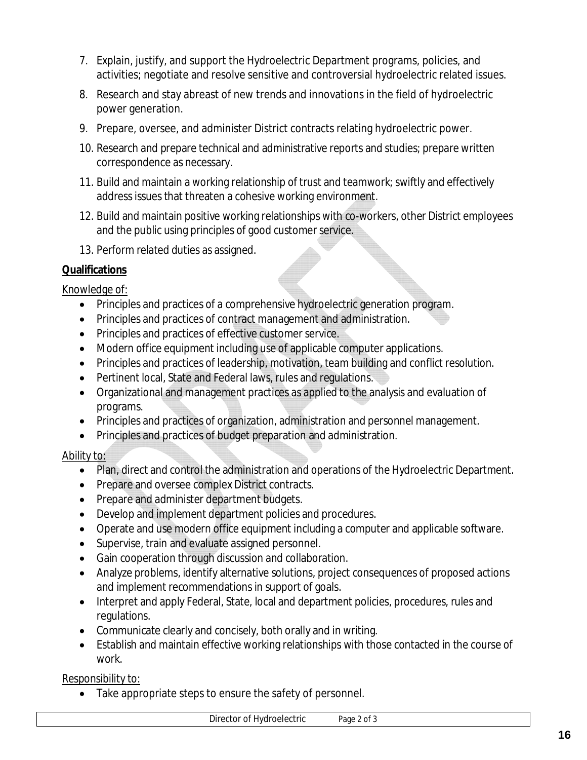7. Explain, justify, and support the Hydroelectric Department programs, policies, and activities; negotiate and resolve sensitive and controversial hydroelectric related issues.
8. Research and stay abreast of new trends and innovations in the field of hydroelectric power generation.
9. Prepare, oversee, and administer District contracts relating hydroelectric power.
10. Research and prepare technical and administrative reports and studies; prepare written correspondence as necessary.
11. Build and maintain a working relationship of trust and teamwork; swiftly and effectively address issues that threaten a cohesive working environment.
12. Build and maintain positive working relationships with co-workers, other District employees and the public using principles of good customer service.
13. Perform related duties as assigned.

**Qualifications**

Knowledge of:

- Principles and practices of a comprehensive hydroelectric generation program.
- Principles and practices of contract management and administration.
- Principles and practices of effective customer service.
- Modern office equipment including use of applicable computer applications.
- Principles and practices of leadership, motivation, team building and conflict resolution.
- Pertinent local, State and Federal laws, rules and regulations.
- Organizational and management practices as applied to the analysis and evaluation of programs.
- Principles and practices of organization, administration and personnel management.
- Principles and practices of budget preparation and administration.

Ability to:

- Plan, direct and control the administration and operations of the Hydroelectric Department.
- Prepare and oversee complex District contracts.
- Prepare and administer department budgets.
- Develop and implement department policies and procedures.
- Operate and use modern office equipment including a computer and applicable software.
- Supervise, train and evaluate assigned personnel.
- Gain cooperation through discussion and collaboration.
- Analyze problems, identify alternative solutions, project consequences of proposed actions and implement recommendations in support of goals.
- Interpret and apply Federal, State, local and department policies, procedures, rules and regulations.
- Communicate clearly and concisely, both orally and in writing.
- Establish and maintain effective working relationships with those contacted in the course of work.

Responsibility to:

- Take appropriate steps to ensure the safety of personnel.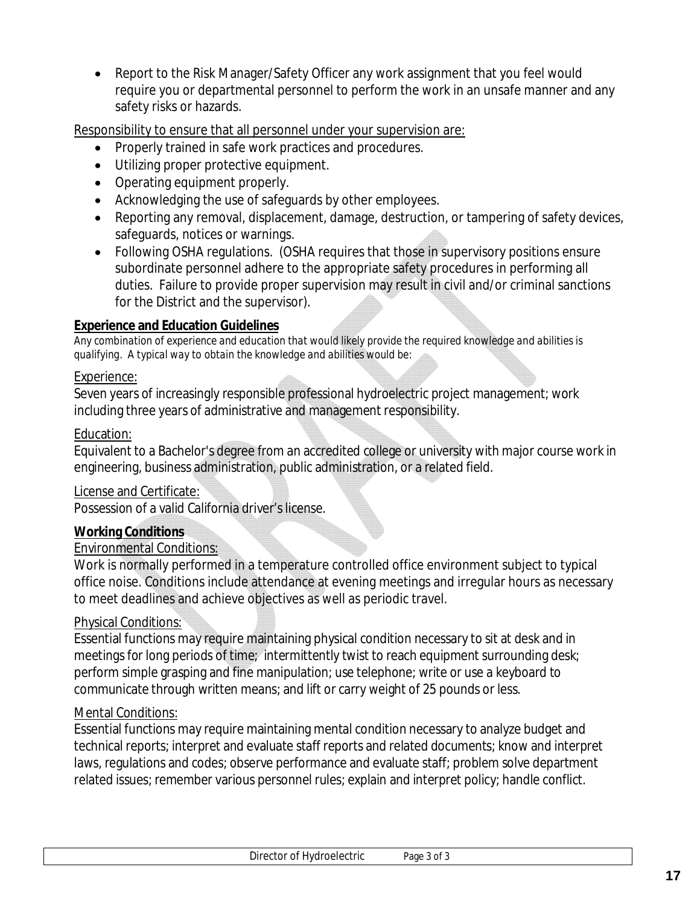- Report to the Risk Manager/Safety Officer any work assignment that you feel would require you or departmental personnel to perform the work in an unsafe manner and any safety risks or hazards.

Responsibility to ensure that all personnel under your supervision are:

- Properly trained in safe work practices and procedures.
- Utilizing proper protective equipment.
- Operating equipment properly.
- Acknowledging the use of safeguards by other employees.
- Reporting any removal, displacement, damage, destruction, or tampering of safety devices, safeguards, notices or warnings.
- Following OSHA regulations. (OSHA requires that those in supervisory positions ensure subordinate personnel adhere to the appropriate safety procedures in performing all duties. Failure to provide proper supervision may result in civil and/or criminal sanctions for the District and the supervisor).

**Experience and Education Guidelines**

*Any combination of experience and education that would likely provide the required knowledge and abilities is qualifying. A typical way to obtain the knowledge and abilities would be:*

Experience:

Seven years of increasingly responsible professional hydroelectric project management; work including three years of administrative and management responsibility.

Education:

Equivalent to a Bachelor's degree from an accredited college or university with major course work in engineering, business administration, public administration, or a related field.

License and Certificate:

Possession of a valid California driver's license.

**Working Conditions**

Environmental Conditions:

Work is normally performed in a temperature controlled office environment subject to typical office noise. Conditions include attendance at evening meetings and irregular hours as necessary to meet deadlines and achieve objectives as well as periodic travel.

Physical Conditions:

Essential functions may require maintaining physical condition necessary to sit at desk and in meetings for long periods of time; intermittently twist to reach equipment surrounding desk; perform simple grasping and fine manipulation; use telephone; write or use a keyboard to communicate through written means; and lift or carry weight of 25 pounds or less.

Mental Conditions:

Essential functions may require maintaining mental condition necessary to analyze budget and technical reports; interpret and evaluate staff reports and related documents; know and interpret laws, regulations and codes; observe performance and evaluate staff; problem solve department related issues; remember various personnel rules; explain and interpret policy; handle conflict.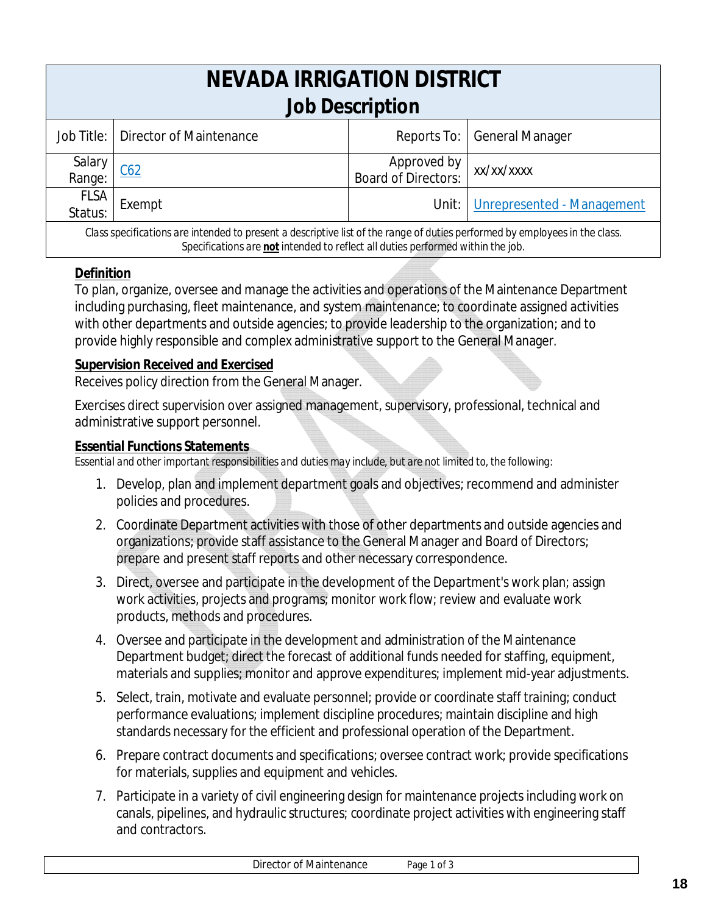# NEVADA IRRIGATION DISTRICT
## Job Description

| Job Title: | Director of Maintenance | Reports To: | General Manager |
|---|---|---|---|
| Salary Range: | C62 | Approved by Board of Directors: | xx/xx/xxxx |
| FLSA Status: | Exempt | Unit: | Unrepresented - Management |

*Class specifications are intended to present a descriptive list of the range of duties performed by employees in the class. Specifications are **not** intended to reflect all duties performed within the job.*

**Definition**

To plan, organize, oversee and manage the activities and operations of the Maintenance Department including purchasing, fleet maintenance, and system maintenance; to coordinate assigned activities with other departments and outside agencies; to provide leadership to the organization; and to provide highly responsible and complex administrative support to the General Manager.

**Supervision Received and Exercised**

Receives policy direction from the General Manager.

Exercises direct supervision over assigned management, supervisory, professional, technical and administrative support personnel.

**Essential Functions Statements**

*Essential and other important responsibilities and duties may include, but are not limited to, the following:*

1. Develop, plan and implement department goals and objectives; recommend and administer policies and procedures.
2. Coordinate Department activities with those of other departments and outside agencies and organizations; provide staff assistance to the General Manager and Board of Directors; prepare and present staff reports and other necessary correspondence.
3. Direct, oversee and participate in the development of the Department's work plan; assign work activities, projects and programs; monitor work flow; review and evaluate work products, methods and procedures.
4. Oversee and participate in the development and administration of the Maintenance Department budget; direct the forecast of additional funds needed for staffing, equipment, materials and supplies; monitor and approve expenditures; implement mid-year adjustments.
5. Select, train, motivate and evaluate personnel; provide or coordinate staff training; conduct performance evaluations; implement discipline procedures; maintain discipline and high standards necessary for the efficient and professional operation of the Department.
6. Prepare contract documents and specifications; oversee contract work; provide specifications for materials, supplies and equipment and vehicles.
7. Participate in a variety of civil engineering design for maintenance projects including work on canals, pipelines, and hydraulic structures; coordinate project activities with engineering staff and contractors.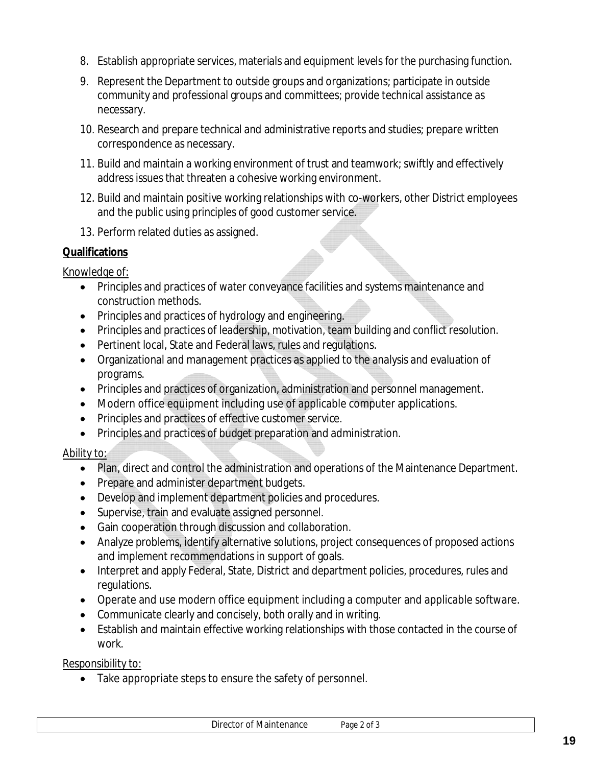8. Establish appropriate services, materials and equipment levels for the purchasing function.
9. Represent the Department to outside groups and organizations; participate in outside community and professional groups and committees; provide technical assistance as necessary.
10. Research and prepare technical and administrative reports and studies; prepare written correspondence as necessary.
11. Build and maintain a working environment of trust and teamwork; swiftly and effectively address issues that threaten a cohesive working environment.
12. Build and maintain positive working relationships with co-workers, other District employees and the public using principles of good customer service.
13. Perform related duties as assigned.

**Qualifications**

Knowledge of:

- Principles and practices of water conveyance facilities and systems maintenance and construction methods.
- Principles and practices of hydrology and engineering.
- Principles and practices of leadership, motivation, team building and conflict resolution.
- Pertinent local, State and Federal laws, rules and regulations.
- Organizational and management practices as applied to the analysis and evaluation of programs.
- Principles and practices of organization, administration and personnel management.
- Modern office equipment including use of applicable computer applications.
- Principles and practices of effective customer service.
- Principles and practices of budget preparation and administration.

Ability to:

- Plan, direct and control the administration and operations of the Maintenance Department.
- Prepare and administer department budgets.
- Develop and implement department policies and procedures.
- Supervise, train and evaluate assigned personnel.
- Gain cooperation through discussion and collaboration.
- Analyze problems, identify alternative solutions, project consequences of proposed actions and implement recommendations in support of goals.
- Interpret and apply Federal, State, District and department policies, procedures, rules and regulations.
- Operate and use modern office equipment including a computer and applicable software.
- Communicate clearly and concisely, both orally and in writing.
- Establish and maintain effective working relationships with those contacted in the course of work.

Responsibility to:

- Take appropriate steps to ensure the safety of personnel.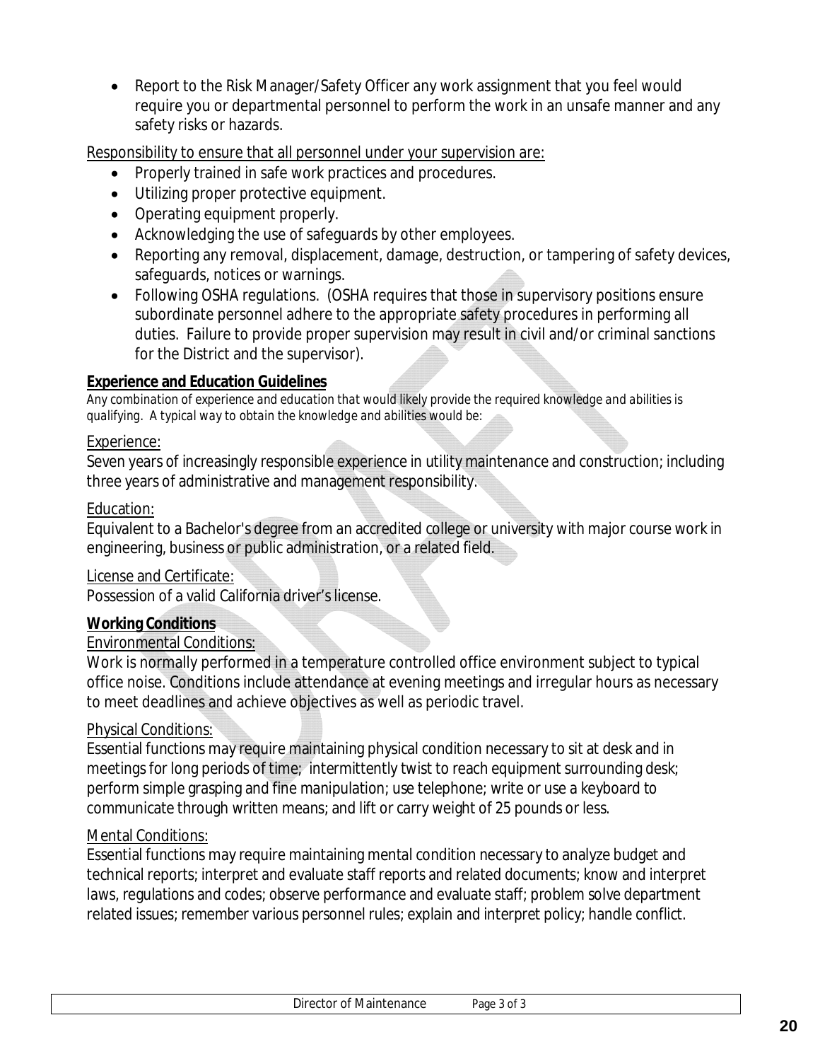- Report to the Risk Manager/Safety Officer any work assignment that you feel would require you or departmental personnel to perform the work in an unsafe manner and any safety risks or hazards.

Responsibility to ensure that all personnel under your supervision are:

- Properly trained in safe work practices and procedures.
- Utilizing proper protective equipment.
- Operating equipment properly.
- Acknowledging the use of safeguards by other employees.
- Reporting any removal, displacement, damage, destruction, or tampering of safety devices, safeguards, notices or warnings.
- Following OSHA regulations. (OSHA requires that those in supervisory positions ensure subordinate personnel adhere to the appropriate safety procedures in performing all duties. Failure to provide proper supervision may result in civil and/or criminal sanctions for the District and the supervisor).

**Experience and Education Guidelines**

*Any combination of experience and education that would likely provide the required knowledge and abilities is qualifying. A typical way to obtain the knowledge and abilities would be:*

Experience:

Seven years of increasingly responsible experience in utility maintenance and construction; including three years of administrative and management responsibility.

Education:

Equivalent to a Bachelor's degree from an accredited college or university with major course work in engineering, business or public administration, or a related field.

License and Certificate:

Possession of a valid California driver's license.

**Working Conditions**

Environmental Conditions:

Work is normally performed in a temperature controlled office environment subject to typical office noise. Conditions include attendance at evening meetings and irregular hours as necessary to meet deadlines and achieve objectives as well as periodic travel.

Physical Conditions:

Essential functions may require maintaining physical condition necessary to sit at desk and in meetings for long periods of time; intermittently twist to reach equipment surrounding desk; perform simple grasping and fine manipulation; use telephone; write or use a keyboard to communicate through written means; and lift or carry weight of 25 pounds or less.

Mental Conditions:

Essential functions may require maintaining mental condition necessary to analyze budget and technical reports; interpret and evaluate staff reports and related documents; know and interpret laws, regulations and codes; observe performance and evaluate staff; problem solve department related issues; remember various personnel rules; explain and interpret policy; handle conflict.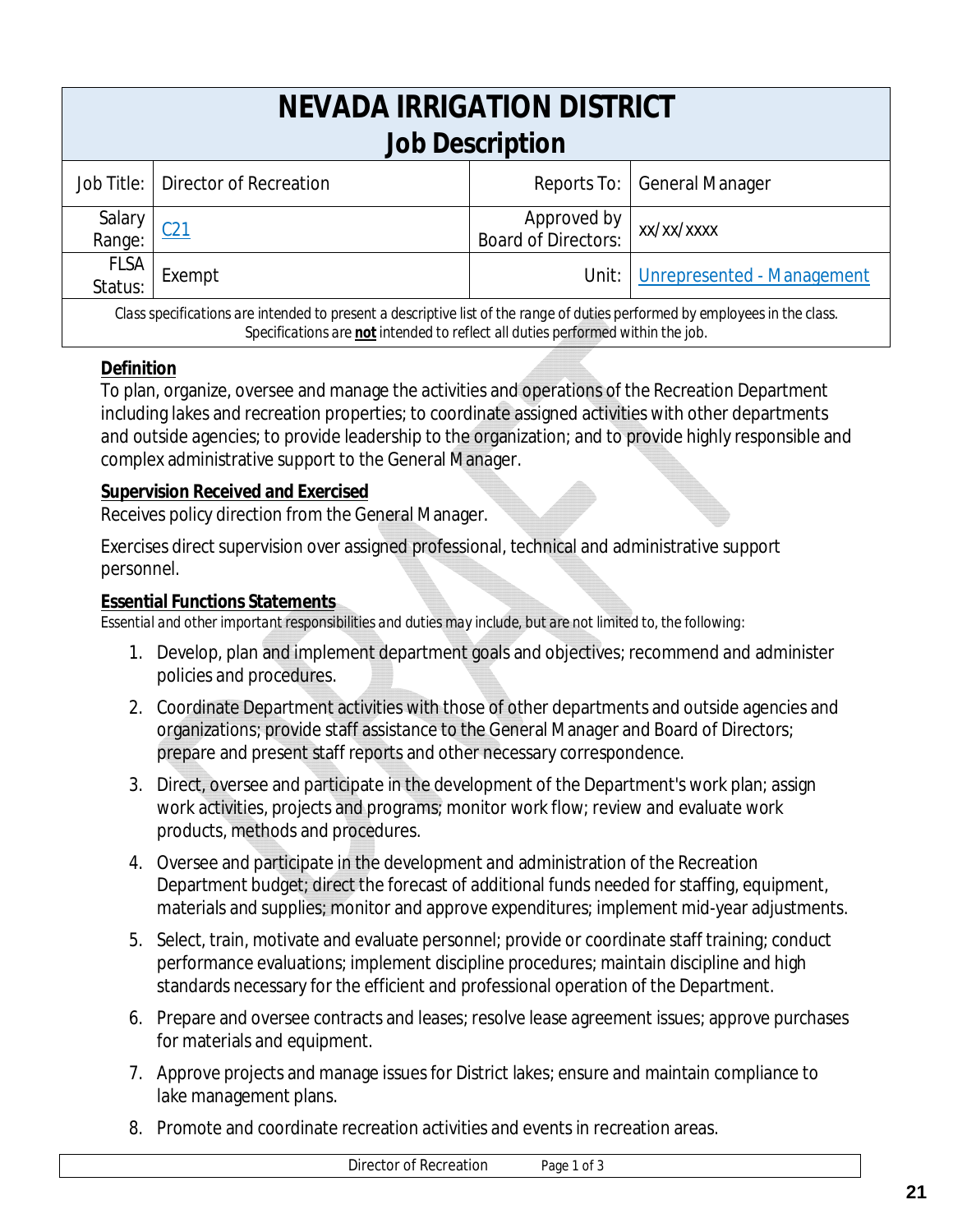# NEVADA IRRIGATION DISTRICT
## Job Description

| Job Title: | Director of Recreation | Reports To: | General Manager |
|---|---|---|---|
| Salary Range: | C21 | Approved by Board of Directors: | xx/xx/xxxx |
| FLSA Status: | Exempt | Unit: | Unrepresented - Management |

*Class specifications are intended to present a descriptive list of the range of duties performed by employees in the class. Specifications are **not** intended to reflect all duties performed within the job.*

**Definition**

To plan, organize, oversee and manage the activities and operations of the Recreation Department including lakes and recreation properties; to coordinate assigned activities with other departments and outside agencies; to provide leadership to the organization; and to provide highly responsible and complex administrative support to the General Manager.

**Supervision Received and Exercised**

Receives policy direction from the General Manager.

Exercises direct supervision over assigned professional, technical and administrative support personnel.

**Essential Functions Statements**

*Essential and other important responsibilities and duties may include, but are not limited to, the following:*

1. Develop, plan and implement department goals and objectives; recommend and administer policies and procedures.
2. Coordinate Department activities with those of other departments and outside agencies and organizations; provide staff assistance to the General Manager and Board of Directors; prepare and present staff reports and other necessary correspondence.
3. Direct, oversee and participate in the development of the Department's work plan; assign work activities, projects and programs; monitor work flow; review and evaluate work products, methods and procedures.
4. Oversee and participate in the development and administration of the Recreation Department budget; direct the forecast of additional funds needed for staffing, equipment, materials and supplies; monitor and approve expenditures; implement mid-year adjustments.
5. Select, train, motivate and evaluate personnel; provide or coordinate staff training; conduct performance evaluations; implement discipline procedures; maintain discipline and high standards necessary for the efficient and professional operation of the Department.
6. Prepare and oversee contracts and leases; resolve lease agreement issues; approve purchases for materials and equipment.
7. Approve projects and manage issues for District lakes; ensure and maintain compliance to lake management plans.
8. Promote and coordinate recreation activities and events in recreation areas.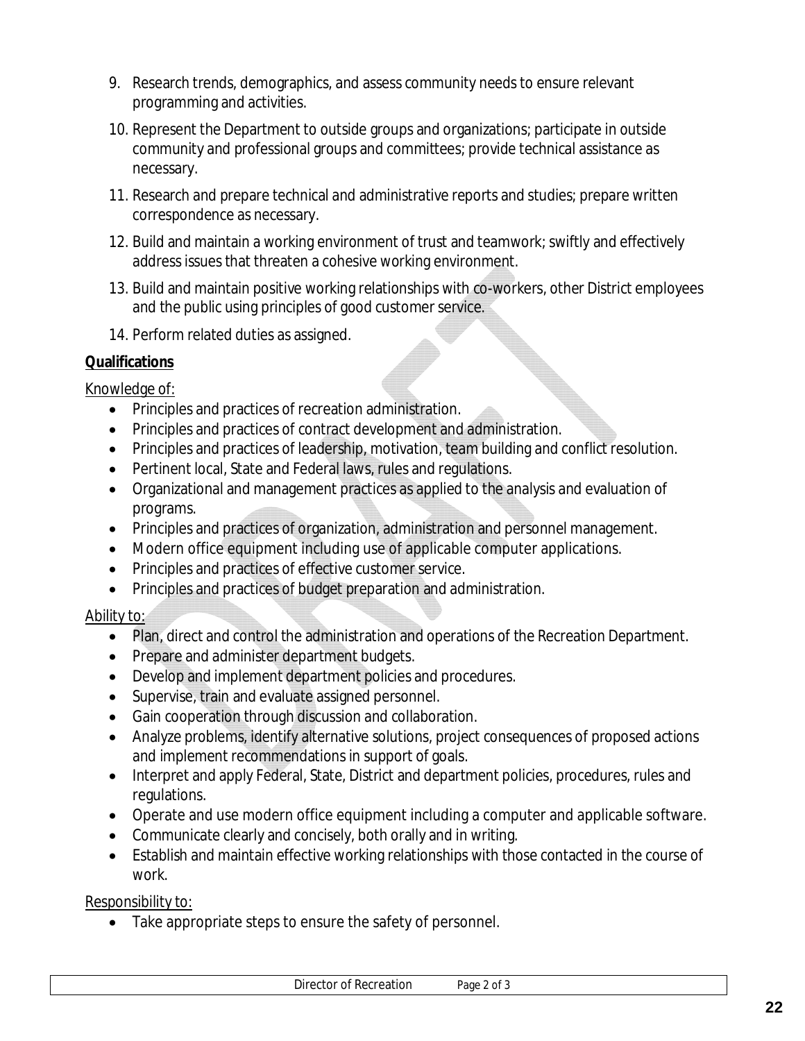9. Research trends, demographics, and assess community needs to ensure relevant programming and activities.
10. Represent the Department to outside groups and organizations; participate in outside community and professional groups and committees; provide technical assistance as necessary.
11. Research and prepare technical and administrative reports and studies; prepare written correspondence as necessary.
12. Build and maintain a working environment of trust and teamwork; swiftly and effectively address issues that threaten a cohesive working environment.
13. Build and maintain positive working relationships with co-workers, other District employees and the public using principles of good customer service.
14. Perform related duties as assigned.

**Qualifications**

Knowledge of:

- Principles and practices of recreation administration.
- Principles and practices of contract development and administration.
- Principles and practices of leadership, motivation, team building and conflict resolution.
- Pertinent local, State and Federal laws, rules and regulations.
- Organizational and management practices as applied to the analysis and evaluation of programs.
- Principles and practices of organization, administration and personnel management.
- Modern office equipment including use of applicable computer applications.
- Principles and practices of effective customer service.
- Principles and practices of budget preparation and administration.

Ability to:

- Plan, direct and control the administration and operations of the Recreation Department.
- Prepare and administer department budgets.
- Develop and implement department policies and procedures.
- Supervise, train and evaluate assigned personnel.
- Gain cooperation through discussion and collaboration.
- Analyze problems, identify alternative solutions, project consequences of proposed actions and implement recommendations in support of goals.
- Interpret and apply Federal, State, District and department policies, procedures, rules and regulations.
- Operate and use modern office equipment including a computer and applicable software.
- Communicate clearly and concisely, both orally and in writing.
- Establish and maintain effective working relationships with those contacted in the course of work.

Responsibility to:

- Take appropriate steps to ensure the safety of personnel.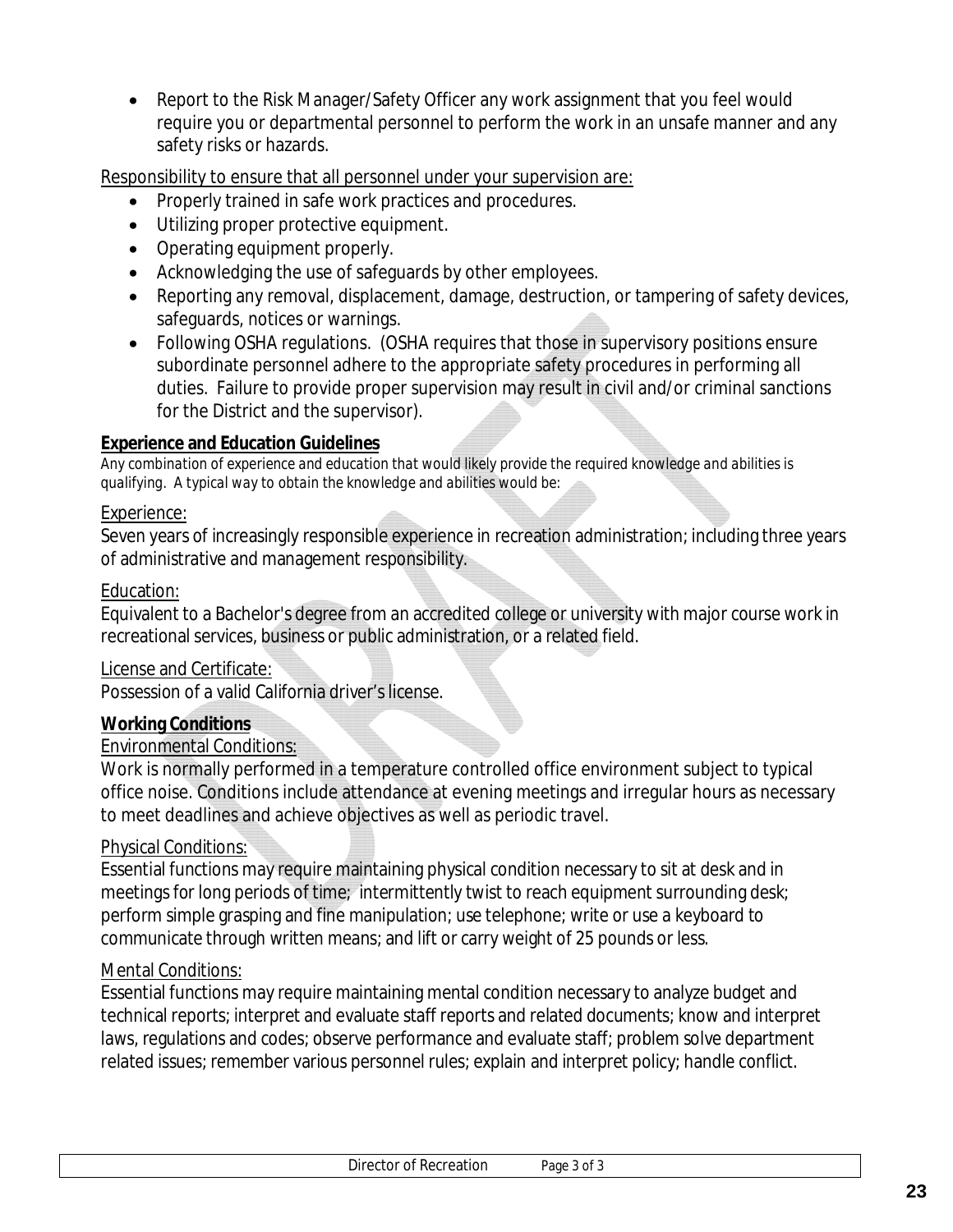- Report to the Risk Manager/Safety Officer any work assignment that you feel would require you or departmental personnel to perform the work in an unsafe manner and any safety risks or hazards.

Responsibility to ensure that all personnel under your supervision are:

- Properly trained in safe work practices and procedures.
- Utilizing proper protective equipment.
- Operating equipment properly.
- Acknowledging the use of safeguards by other employees.
- Reporting any removal, displacement, damage, destruction, or tampering of safety devices, safeguards, notices or warnings.
- Following OSHA regulations. (OSHA requires that those in supervisory positions ensure subordinate personnel adhere to the appropriate safety procedures in performing all duties. Failure to provide proper supervision may result in civil and/or criminal sanctions for the District and the supervisor).

**Experience and Education Guidelines**

*Any combination of experience and education that would likely provide the required knowledge and abilities is qualifying. A typical way to obtain the knowledge and abilities would be:*

Experience:
Seven years of increasingly responsible experience in recreation administration; including three years of administrative and management responsibility.

Education:
Equivalent to a Bachelor's degree from an accredited college or university with major course work in recreational services, business or public administration, or a related field.

License and Certificate:
Possession of a valid California driver's license.

**Working Conditions**

Environmental Conditions:
Work is normally performed in a temperature controlled office environment subject to typical office noise. Conditions include attendance at evening meetings and irregular hours as necessary to meet deadlines and achieve objectives as well as periodic travel.

Physical Conditions:
Essential functions may require maintaining physical condition necessary to sit at desk and in meetings for long periods of time; intermittently twist to reach equipment surrounding desk; perform simple grasping and fine manipulation; use telephone; write or use a keyboard to communicate through written means; and lift or carry weight of 25 pounds or less.

Mental Conditions:
Essential functions may require maintaining mental condition necessary to analyze budget and technical reports; interpret and evaluate staff reports and related documents; know and interpret laws, regulations and codes; observe performance and evaluate staff; problem solve department related issues; remember various personnel rules; explain and interpret policy; handle conflict.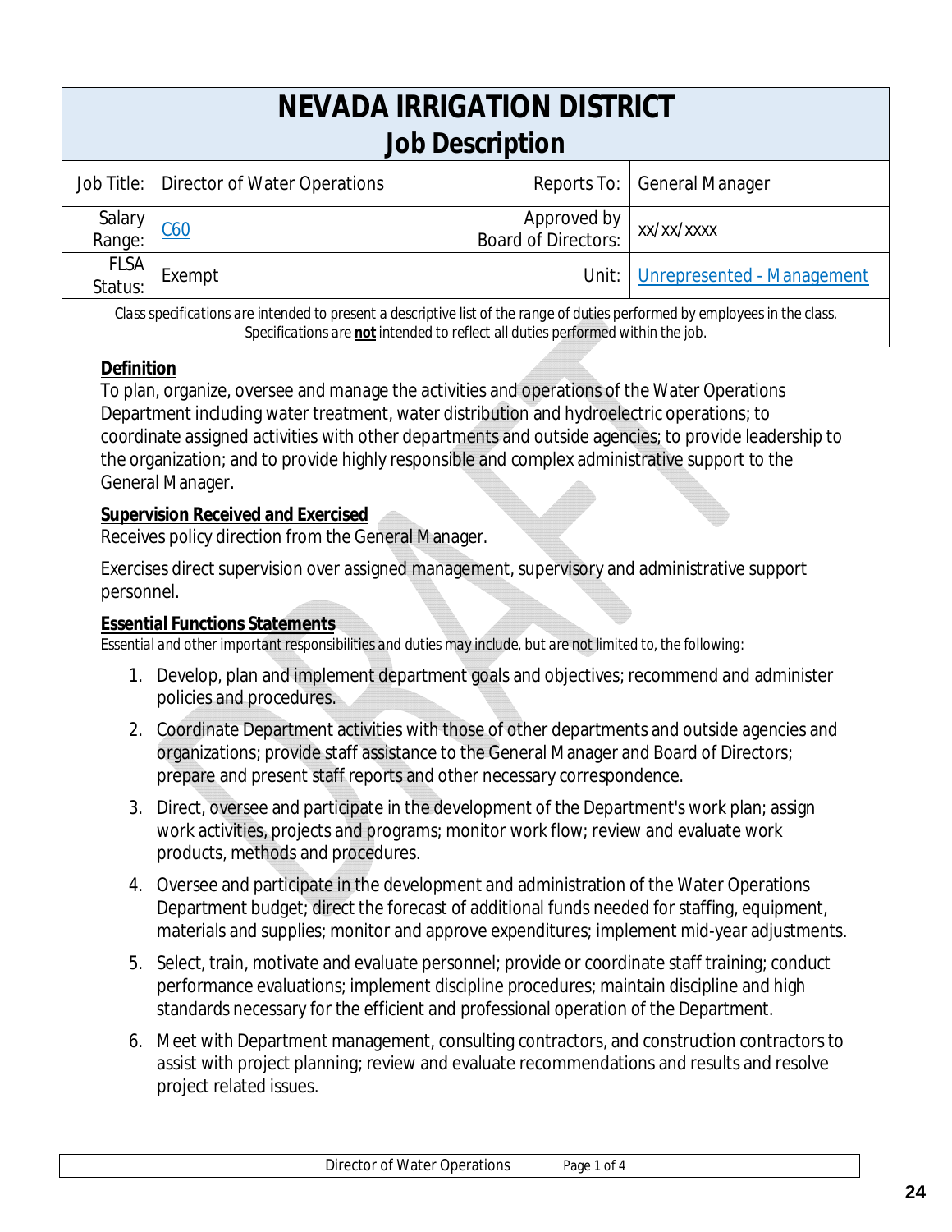# NEVADA IRRIGATION DISTRICT
## Job Description

| Job Title: | Director of Water Operations | Reports To: | General Manager |
|---|---|---|---|
| Salary Range: | C60 | Approved by Board of Directors: | xx/xx/xxxx |
| FLSA Status: | Exempt | Unit: | Unrepresented - Management |

*Class specifications are intended to present a descriptive list of the range of duties performed by employees in the class. Specifications are **not** intended to reflect all duties performed within the job.*

**Definition**

To plan, organize, oversee and manage the activities and operations of the Water Operations Department including water treatment, water distribution and hydroelectric operations; to coordinate assigned activities with other departments and outside agencies; to provide leadership to the organization; and to provide highly responsible and complex administrative support to the General Manager.

**Supervision Received and Exercised**

Receives policy direction from the General Manager.

Exercises direct supervision over assigned management, supervisory and administrative support personnel.

**Essential Functions Statements**

*Essential and other important responsibilities and duties may include, but are not limited to, the following:*

1. Develop, plan and implement department goals and objectives; recommend and administer policies and procedures.
2. Coordinate Department activities with those of other departments and outside agencies and organizations; provide staff assistance to the General Manager and Board of Directors; prepare and present staff reports and other necessary correspondence.
3. Direct, oversee and participate in the development of the Department's work plan; assign work activities, projects and programs; monitor work flow; review and evaluate work products, methods and procedures.
4. Oversee and participate in the development and administration of the Water Operations Department budget; direct the forecast of additional funds needed for staffing, equipment, materials and supplies; monitor and approve expenditures; implement mid-year adjustments.
5. Select, train, motivate and evaluate personnel; provide or coordinate staff training; conduct performance evaluations; implement discipline procedures; maintain discipline and high standards necessary for the efficient and professional operation of the Department.
6. Meet with Department management, consulting contractors, and construction contractors to assist with project planning; review and evaluate recommendations and results and resolve project related issues.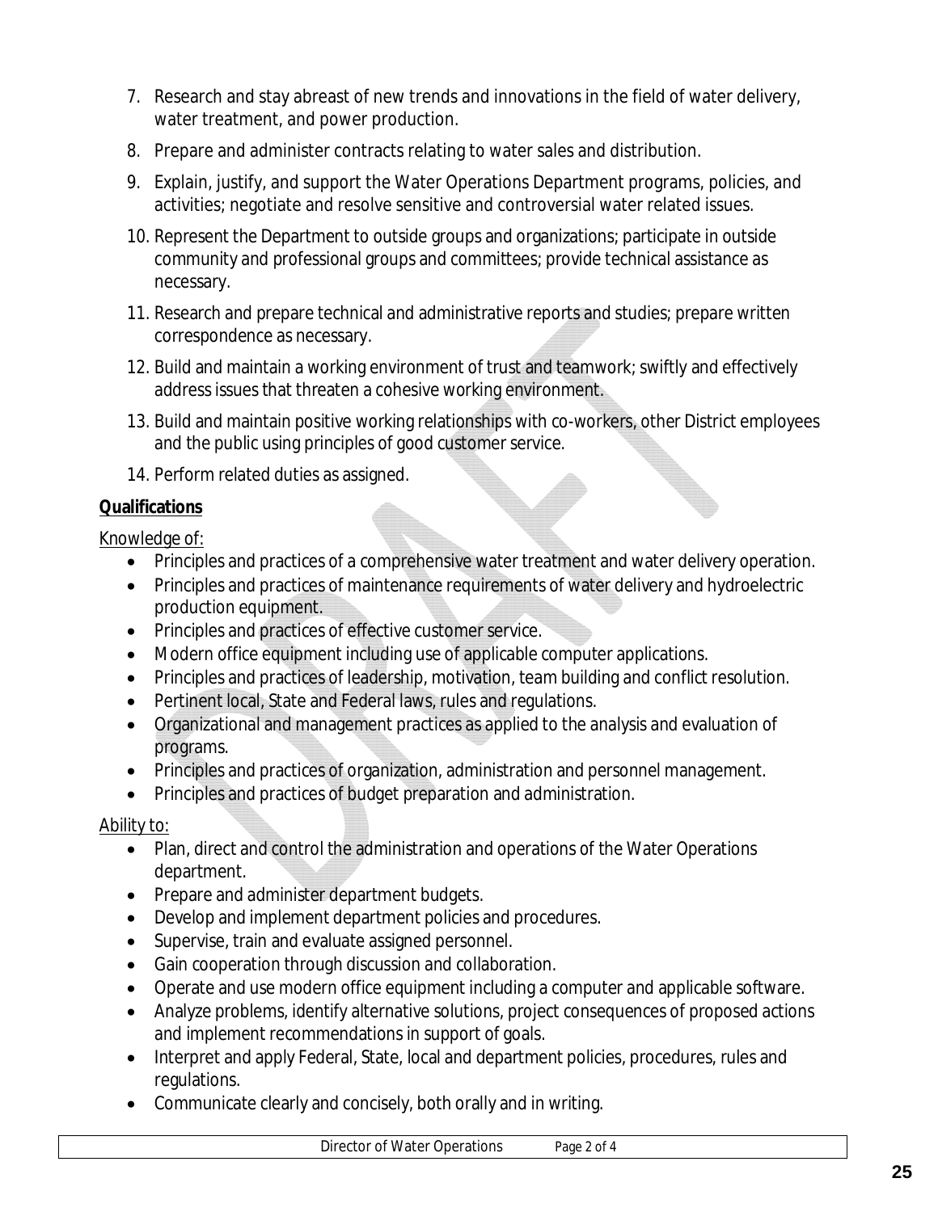7. Research and stay abreast of new trends and innovations in the field of water delivery, water treatment, and power production.
8. Prepare and administer contracts relating to water sales and distribution.
9. Explain, justify, and support the Water Operations Department programs, policies, and activities; negotiate and resolve sensitive and controversial water related issues.
10. Represent the Department to outside groups and organizations; participate in outside community and professional groups and committees; provide technical assistance as necessary.
11. Research and prepare technical and administrative reports and studies; prepare written correspondence as necessary.
12. Build and maintain a working environment of trust and teamwork; swiftly and effectively address issues that threaten a cohesive working environment.
13. Build and maintain positive working relationships with co-workers, other District employees and the public using principles of good customer service.
14. Perform related duties as assigned.

**Qualifications**

Knowledge of:

- Principles and practices of a comprehensive water treatment and water delivery operation.
- Principles and practices of maintenance requirements of water delivery and hydroelectric production equipment.
- Principles and practices of effective customer service.
- Modern office equipment including use of applicable computer applications.
- Principles and practices of leadership, motivation, team building and conflict resolution.
- Pertinent local, State and Federal laws, rules and regulations.
- Organizational and management practices as applied to the analysis and evaluation of programs.
- Principles and practices of organization, administration and personnel management.
- Principles and practices of budget preparation and administration.

Ability to:

- Plan, direct and control the administration and operations of the Water Operations department.
- Prepare and administer department budgets.
- Develop and implement department policies and procedures.
- Supervise, train and evaluate assigned personnel.
- Gain cooperation through discussion and collaboration.
- Operate and use modern office equipment including a computer and applicable software.
- Analyze problems, identify alternative solutions, project consequences of proposed actions and implement recommendations in support of goals.
- Interpret and apply Federal, State, local and department policies, procedures, rules and regulations.
- Communicate clearly and concisely, both orally and in writing.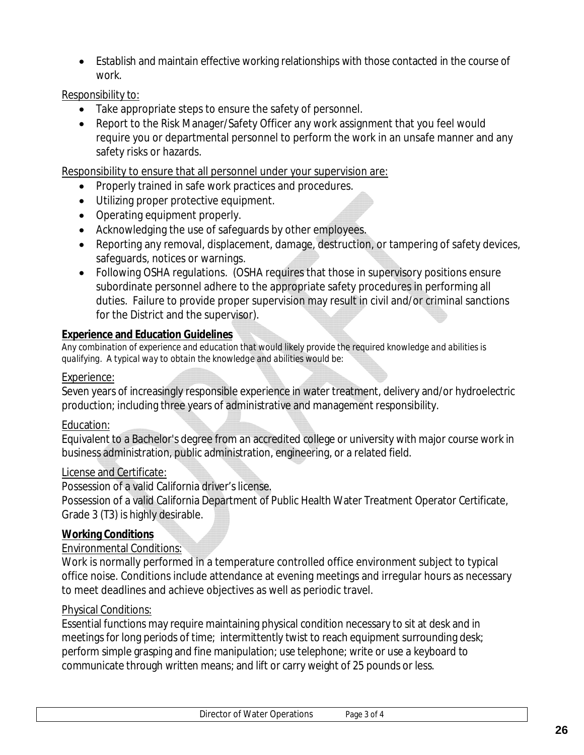- Establish and maintain effective working relationships with those contacted in the course of work.

Responsibility to:

- Take appropriate steps to ensure the safety of personnel.
- Report to the Risk Manager/Safety Officer any work assignment that you feel would require you or departmental personnel to perform the work in an unsafe manner and any safety risks or hazards.

Responsibility to ensure that all personnel under your supervision are:

- Properly trained in safe work practices and procedures.
- Utilizing proper protective equipment.
- Operating equipment properly.
- Acknowledging the use of safeguards by other employees.
- Reporting any removal, displacement, damage, destruction, or tampering of safety devices, safeguards, notices or warnings.
- Following OSHA regulations. (OSHA requires that those in supervisory positions ensure subordinate personnel adhere to the appropriate safety procedures in performing all duties. Failure to provide proper supervision may result in civil and/or criminal sanctions for the District and the supervisor).

**Experience and Education Guidelines**

*Any combination of experience and education that would likely provide the required knowledge and abilities is qualifying. A typical way to obtain the knowledge and abilities would be:*

Experience:

Seven years of increasingly responsible experience in water treatment, delivery and/or hydroelectric production; including three years of administrative and management responsibility.

Education:

Equivalent to a Bachelor's degree from an accredited college or university with major course work in business administration, public administration, engineering, or a related field.

License and Certificate:

Possession of a valid California driver's license.

Possession of a valid California Department of Public Health Water Treatment Operator Certificate, Grade 3 (T3) is highly desirable.

**Working Conditions**

Environmental Conditions:

Work is normally performed in a temperature controlled office environment subject to typical office noise. Conditions include attendance at evening meetings and irregular hours as necessary to meet deadlines and achieve objectives as well as periodic travel.

Physical Conditions:

Essential functions may require maintaining physical condition necessary to sit at desk and in meetings for long periods of time; intermittently twist to reach equipment surrounding desk; perform simple grasping and fine manipulation; use telephone; write or use a keyboard to communicate through written means; and lift or carry weight of 25 pounds or less.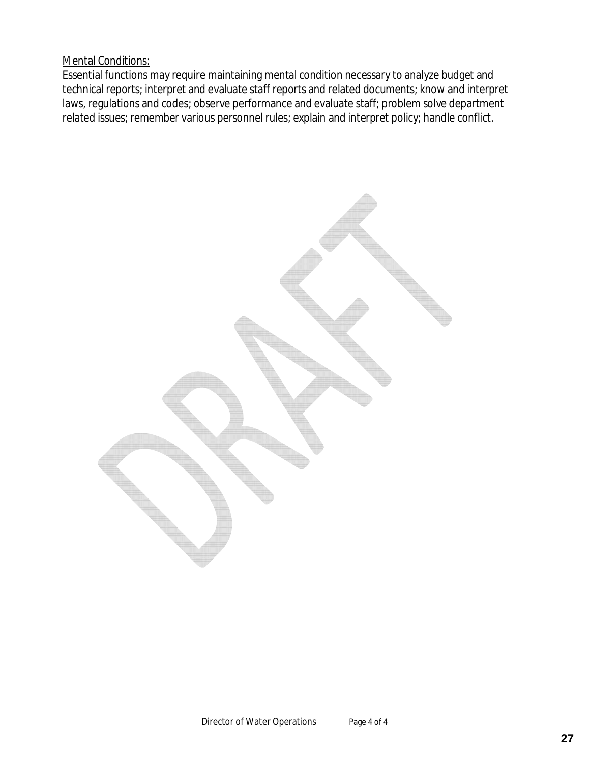Mental Conditions:

Essential functions may require maintaining mental condition necessary to analyze budget and technical reports; interpret and evaluate staff reports and related documents; know and interpret laws, regulations and codes; observe performance and evaluate staff; problem solve department related issues; remember various personnel rules; explain and interpret policy; handle conflict.